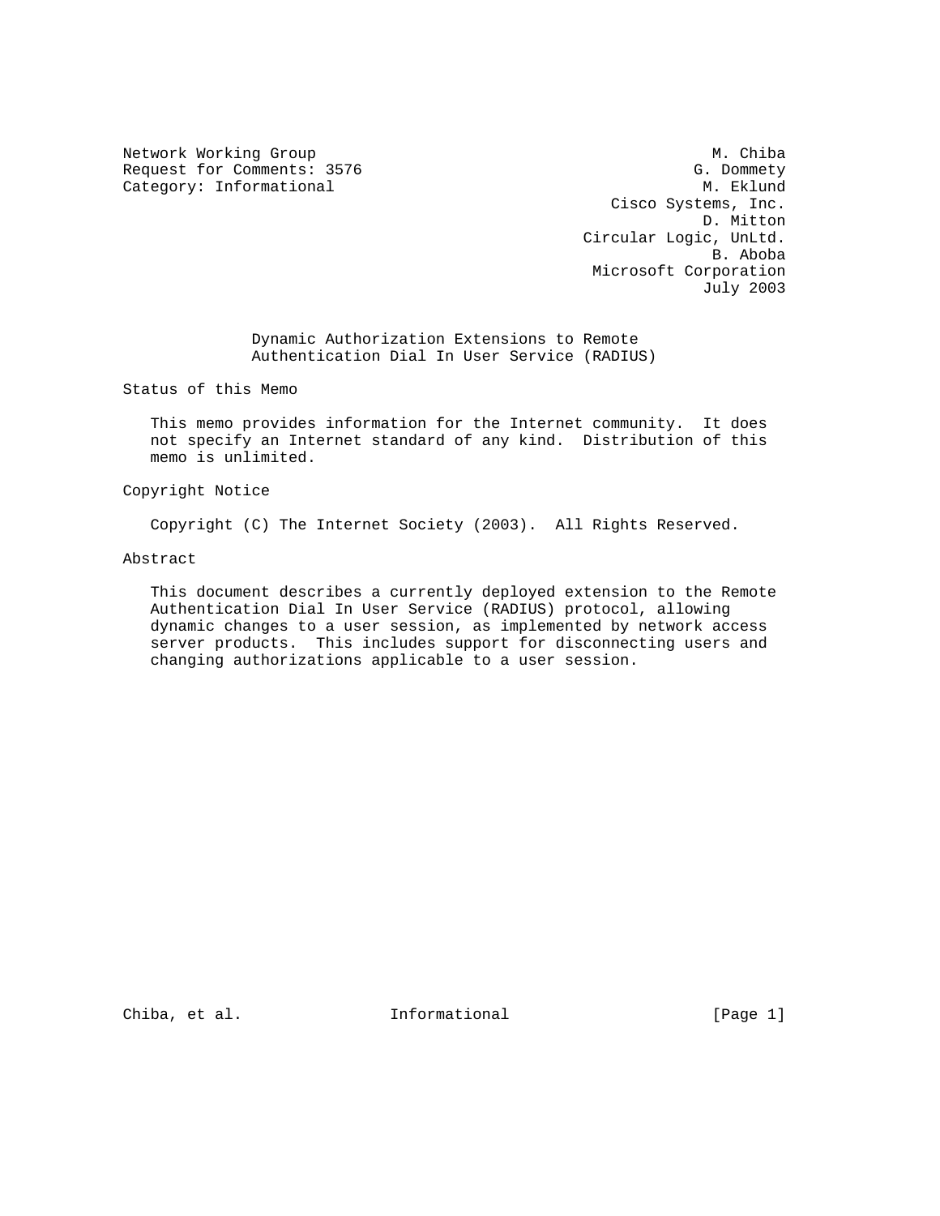Network Working Group M. Chiba
Request for Comments: 3576 G. Dommety
Category: Informational M. Eklund
Cisco Systems, Inc.
D. Mitton
Circular Logic, UnLtd.
B. Aboba
Microsoft Corporation
July 2003

# Dynamic Authorization Extensions to Remote Authentication Dial In User Service (RADIUS)

## Status of this Memo

This memo provides information for the Internet community. It does not specify an Internet standard of any kind. Distribution of this memo is unlimited.

## Copyright Notice

Copyright (C) The Internet Society (2003). All Rights Reserved.

## Abstract

This document describes a currently deployed extension to the Remote Authentication Dial In User Service (RADIUS) protocol, allowing dynamic changes to a user session, as implemented by network access server products. This includes support for disconnecting users and changing authorizations applicable to a user session.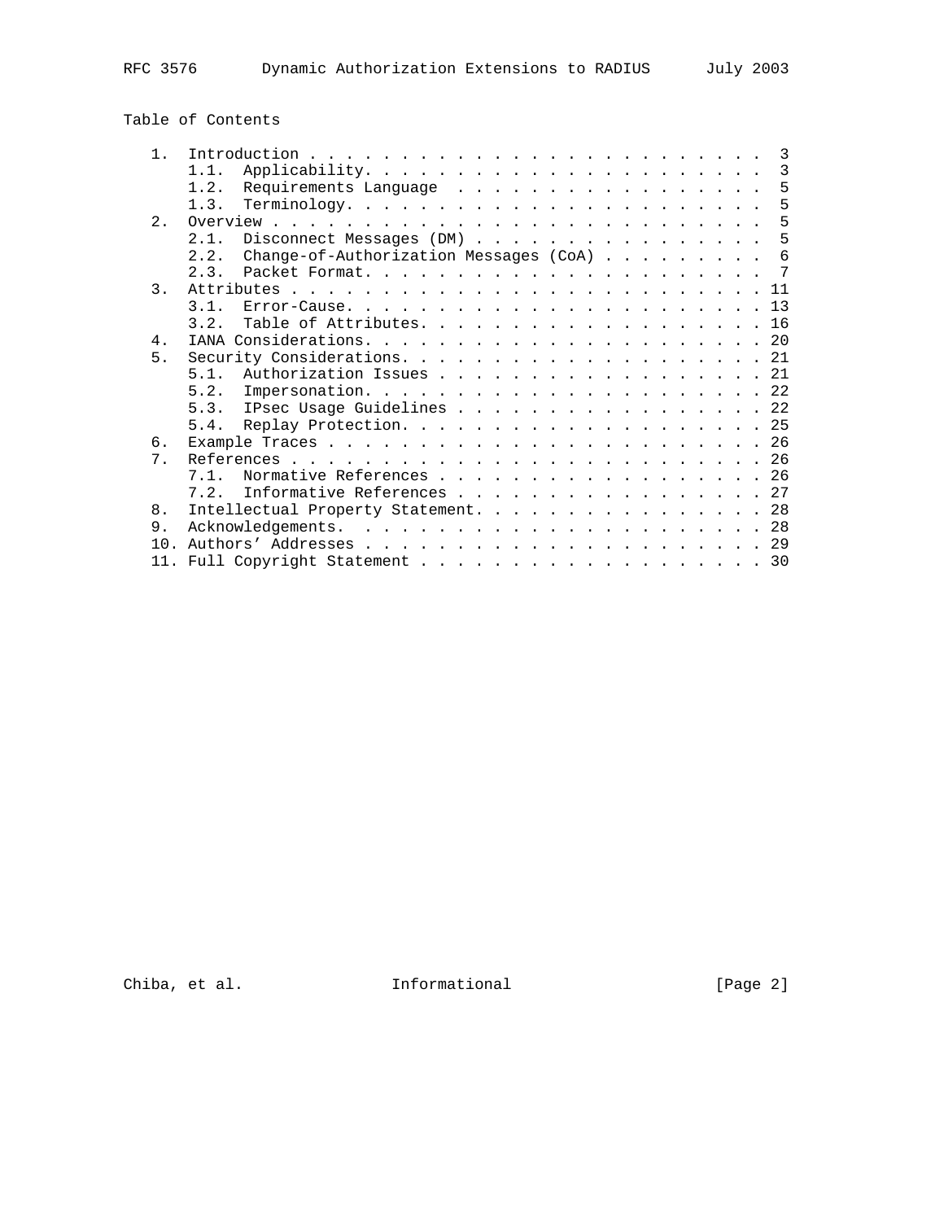## Table of Contents

```
   1.  Introduction . . . . . . . . . . . . . . . . . . . . . . . . .  3
       1.1.  Applicability. . . . . . . . . . . . . . . . . . . . . .  3
       1.2.  Requirements Language  . . . . . . . . . . . . . . . . .  5
       1.3.  Terminology. . . . . . . . . . . . . . . . . . . . . . .  5
   2.  Overview . . . . . . . . . . . . . . . . . . . . . . . . . . .  5
       2.1.  Disconnect Messages (DM) . . . . . . . . . . . . . . . .  5
       2.2.  Change-of-Authorization Messages (CoA) . . . . . . . . .  6
       2.3.  Packet Format. . . . . . . . . . . . . . . . . . . . . .  7
   3.  Attributes . . . . . . . . . . . . . . . . . . . . . . . . . . 11
       3.1.  Error-Cause. . . . . . . . . . . . . . . . . . . . . . . 13
       3.2.  Table of Attributes. . . . . . . . . . . . . . . . . . . 16
   4.  IANA Considerations. . . . . . . . . . . . . . . . . . . . . . 20
   5.  Security Considerations. . . . . . . . . . . . . . . . . . . . 21
       5.1.  Authorization Issues . . . . . . . . . . . . . . . . . . 21
       5.2.  Impersonation. . . . . . . . . . . . . . . . . . . . . . 22
       5.3.  IPsec Usage Guidelines . . . . . . . . . . . . . . . . . 22
       5.4.  Replay Protection. . . . . . . . . . . . . . . . . . . . 25
   6.  Example Traces . . . . . . . . . . . . . . . . . . . . . . . . 26
   7.  References . . . . . . . . . . . . . . . . . . . . . . . . . . 26
       7.1.  Normative References . . . . . . . . . . . . . . . . . . 26
       7.2.  Informative References . . . . . . . . . . . . . . . . . 27
   8.  Intellectual Property Statement. . . . . . . . . . . . . . . . 28
   9.  Acknowledgements.  . . . . . . . . . . . . . . . . . . . . . . 28
   10. Authors' Addresses . . . . . . . . . . . . . . . . . . . . . . 29
   11. Full Copyright Statement . . . . . . . . . . . . . . . . . . . 30
```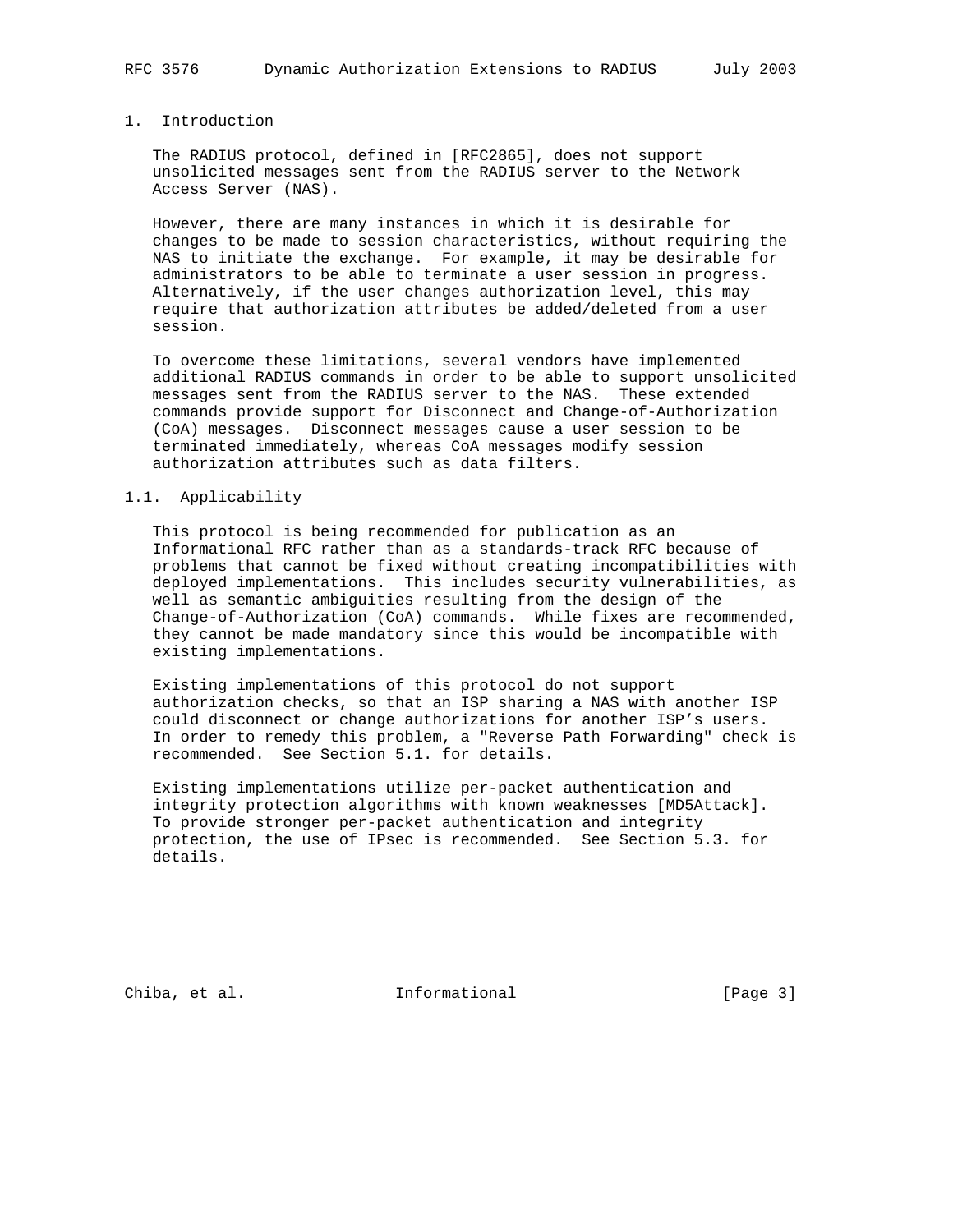# 1. Introduction

The RADIUS protocol, defined in [RFC2865], does not support unsolicited messages sent from the RADIUS server to the Network Access Server (NAS).

However, there are many instances in which it is desirable for changes to be made to session characteristics, without requiring the NAS to initiate the exchange. For example, it may be desirable for administrators to be able to terminate a user session in progress. Alternatively, if the user changes authorization level, this may require that authorization attributes be added/deleted from a user session.

To overcome these limitations, several vendors have implemented additional RADIUS commands in order to be able to support unsolicited messages sent from the RADIUS server to the NAS. These extended commands provide support for Disconnect and Change-of-Authorization (CoA) messages. Disconnect messages cause a user session to be terminated immediately, whereas CoA messages modify session authorization attributes such as data filters.

## 1.1. Applicability

This protocol is being recommended for publication as an Informational RFC rather than as a standards-track RFC because of problems that cannot be fixed without creating incompatibilities with deployed implementations. This includes security vulnerabilities, as well as semantic ambiguities resulting from the design of the Change-of-Authorization (CoA) commands. While fixes are recommended, they cannot be made mandatory since this would be incompatible with existing implementations.

Existing implementations of this protocol do not support authorization checks, so that an ISP sharing a NAS with another ISP could disconnect or change authorizations for another ISP's users. In order to remedy this problem, a "Reverse Path Forwarding" check is recommended. See Section 5.1. for details.

Existing implementations utilize per-packet authentication and integrity protection algorithms with known weaknesses [MD5Attack]. To provide stronger per-packet authentication and integrity protection, the use of IPsec is recommended. See Section 5.3. for details.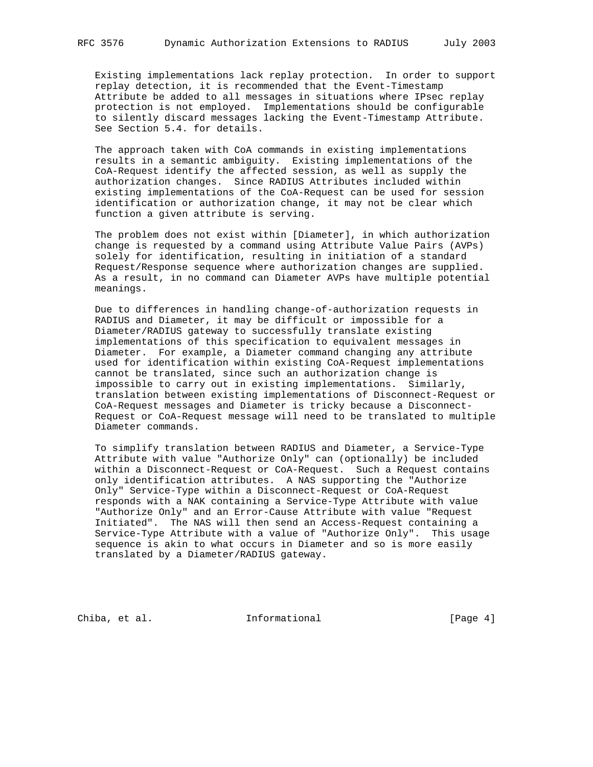Existing implementations lack replay protection. In order to support replay detection, it is recommended that the Event-Timestamp Attribute be added to all messages in situations where IPsec replay protection is not employed. Implementations should be configurable to silently discard messages lacking the Event-Timestamp Attribute. See Section 5.4. for details.

The approach taken with CoA commands in existing implementations results in a semantic ambiguity. Existing implementations of the CoA-Request identify the affected session, as well as supply the authorization changes. Since RADIUS Attributes included within existing implementations of the CoA-Request can be used for session identification or authorization change, it may not be clear which function a given attribute is serving.

The problem does not exist within [Diameter], in which authorization change is requested by a command using Attribute Value Pairs (AVPs) solely for identification, resulting in initiation of a standard Request/Response sequence where authorization changes are supplied. As a result, in no command can Diameter AVPs have multiple potential meanings.

Due to differences in handling change-of-authorization requests in RADIUS and Diameter, it may be difficult or impossible for a Diameter/RADIUS gateway to successfully translate existing implementations of this specification to equivalent messages in Diameter. For example, a Diameter command changing any attribute used for identification within existing CoA-Request implementations cannot be translated, since such an authorization change is impossible to carry out in existing implementations. Similarly, translation between existing implementations of Disconnect-Request or CoA-Request messages and Diameter is tricky because a Disconnect-Request or CoA-Request message will need to be translated to multiple Diameter commands.

To simplify translation between RADIUS and Diameter, a Service-Type Attribute with value "Authorize Only" can (optionally) be included within a Disconnect-Request or CoA-Request. Such a Request contains only identification attributes. A NAS supporting the "Authorize Only" Service-Type within a Disconnect-Request or CoA-Request responds with a NAK containing a Service-Type Attribute with value "Authorize Only" and an Error-Cause Attribute with value "Request Initiated". The NAS will then send an Access-Request containing a Service-Type Attribute with a value of "Authorize Only". This usage sequence is akin to what occurs in Diameter and so is more easily translated by a Diameter/RADIUS gateway.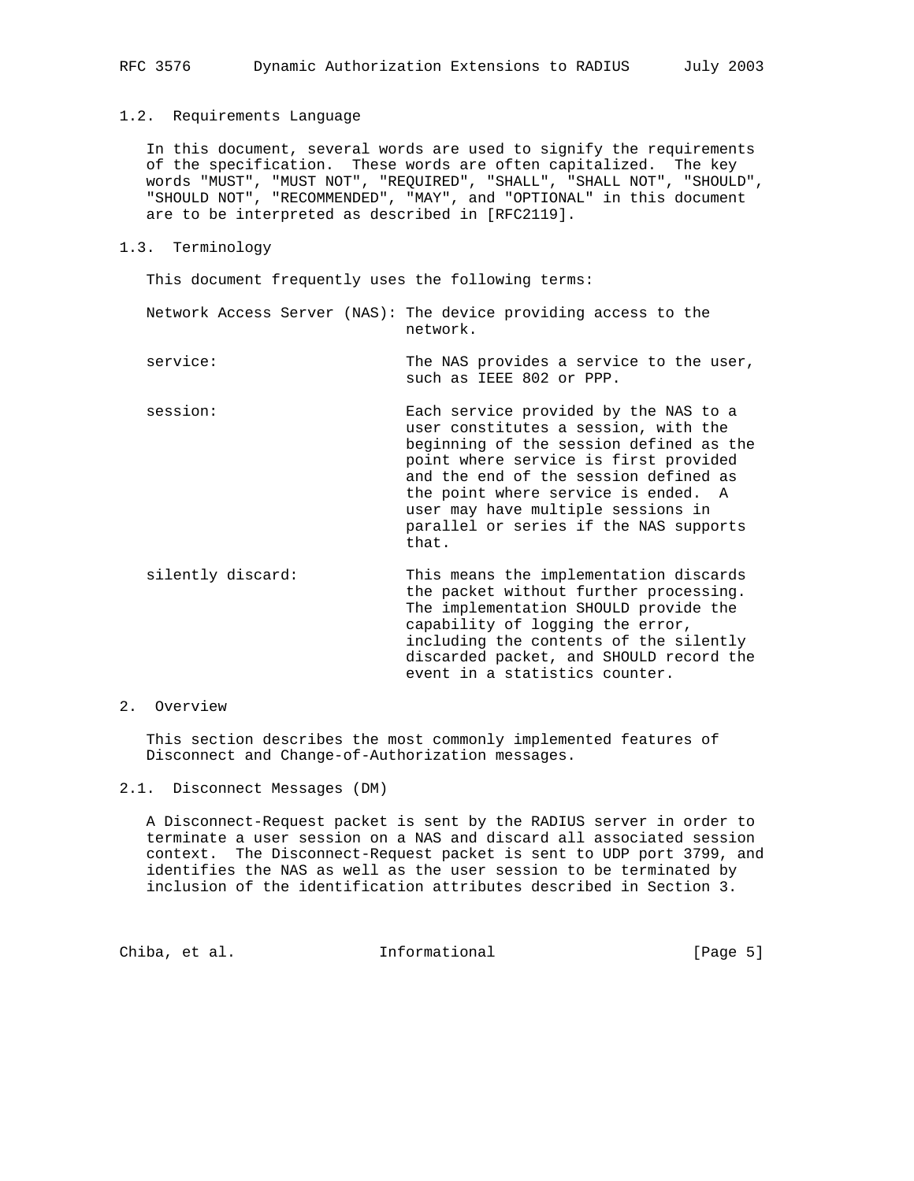### 1.2. Requirements Language

In this document, several words are used to signify the requirements of the specification. These words are often capitalized. The key words "MUST", "MUST NOT", "REQUIRED", "SHALL", "SHALL NOT", "SHOULD", "SHOULD NOT", "RECOMMENDED", "MAY", and "OPTIONAL" in this document are to be interpreted as described in [RFC2119].

### 1.3. Terminology

This document frequently uses the following terms:

Network Access Server (NAS): The device providing access to the network.

service: The NAS provides a service to the user, such as IEEE 802 or PPP.

session: Each service provided by the NAS to a user constitutes a session, with the beginning of the session defined as the point where service is first provided and the end of the session defined as the point where service is ended. A user may have multiple sessions in parallel or series if the NAS supports that.

silently discard: This means the implementation discards the packet without further processing. The implementation SHOULD provide the capability of logging the error, including the contents of the silently discarded packet, and SHOULD record the event in a statistics counter.

## 2. Overview

This section describes the most commonly implemented features of Disconnect and Change-of-Authorization messages.

### 2.1. Disconnect Messages (DM)

A Disconnect-Request packet is sent by the RADIUS server in order to terminate a user session on a NAS and discard all associated session context. The Disconnect-Request packet is sent to UDP port 3799, and identifies the NAS as well as the user session to be terminated by inclusion of the identification attributes described in Section 3.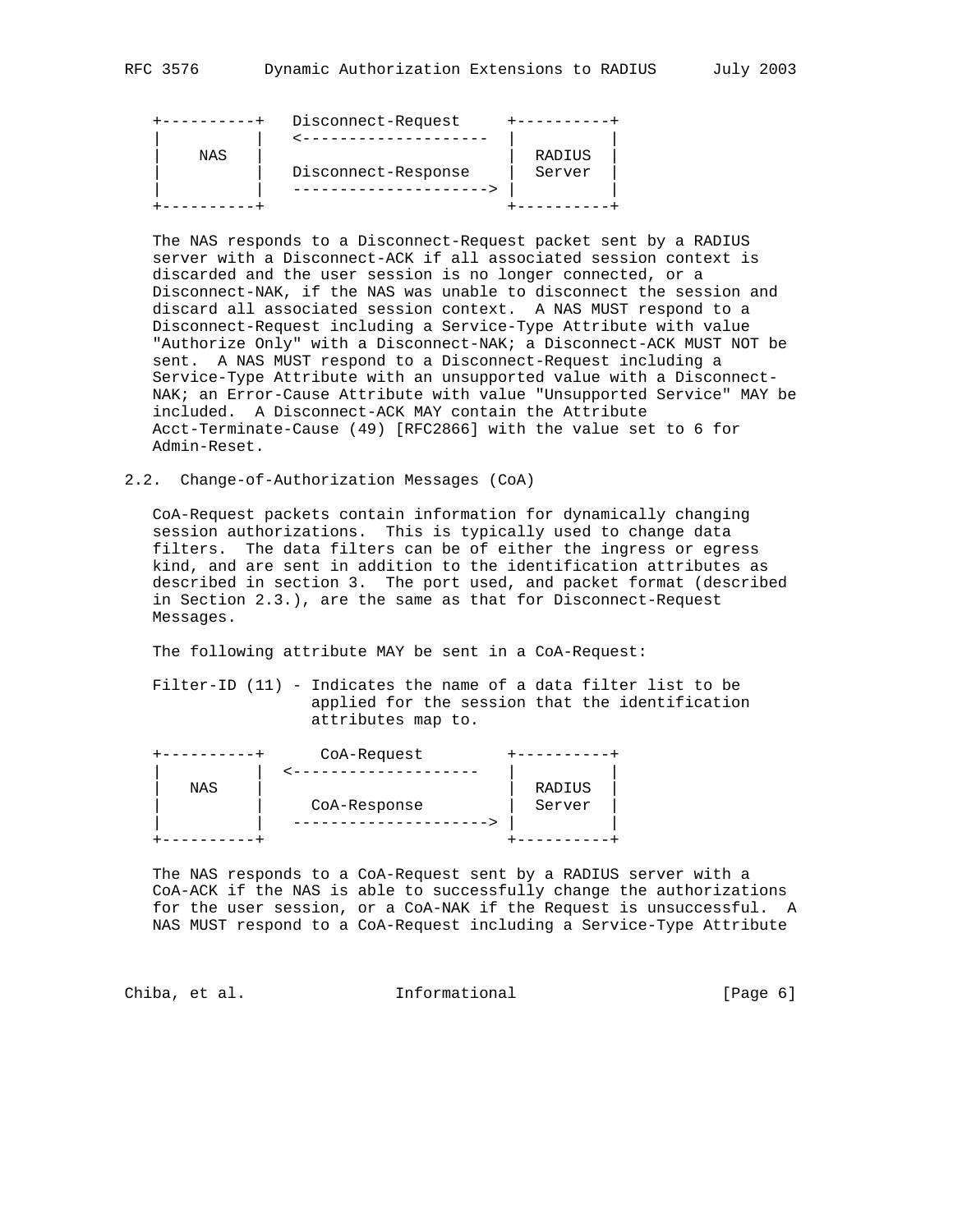```
   +----------+   Disconnect-Request     +----------+
   |          |   <--------------------  |          |
   |   NAS    |                          |  RADIUS  |
   |          |   Disconnect-Response    |  Server  |
   |          |   ---------------------> |          |
   +----------+                          +----------+
```

The NAS responds to a Disconnect-Request packet sent by a RADIUS server with a Disconnect-ACK if all associated session context is discarded and the user session is no longer connected, or a Disconnect-NAK, if the NAS was unable to disconnect the session and discard all associated session context. A NAS MUST respond to a Disconnect-Request including a Service-Type Attribute with value "Authorize Only" with a Disconnect-NAK; a Disconnect-ACK MUST NOT be sent. A NAS MUST respond to a Disconnect-Request including a Service-Type Attribute with an unsupported value with a Disconnect-NAK; an Error-Cause Attribute with value "Unsupported Service" MAY be included. A Disconnect-ACK MAY contain the Attribute Acct-Terminate-Cause (49) [RFC2866] with the value set to 6 for Admin-Reset.

## 2.2. Change-of-Authorization Messages (CoA)

CoA-Request packets contain information for dynamically changing session authorizations. This is typically used to change data filters. The data filters can be of either the ingress or egress kind, and are sent in addition to the identification attributes as described in section 3. The port used, and packet format (described in Section 2.3.), are the same as that for Disconnect-Request Messages.

The following attribute MAY be sent in a CoA-Request:

Filter-ID (11) - Indicates the name of a data filter list to be applied for the session that the identification attributes map to.

```
   +----------+      CoA-Request         +----------+
   |          |  <--------------------   |          |
   |   NAS    |                          |  RADIUS  |
   |          |     CoA-Response         |  Server  |
   |          |  ---------------------> |          |
   +----------+                          +----------+
```

The NAS responds to a CoA-Request sent by a RADIUS server with a CoA-ACK if the NAS is able to successfully change the authorizations for the user session, or a CoA-NAK if the Request is unsuccessful. A NAS MUST respond to a CoA-Request including a Service-Type Attribute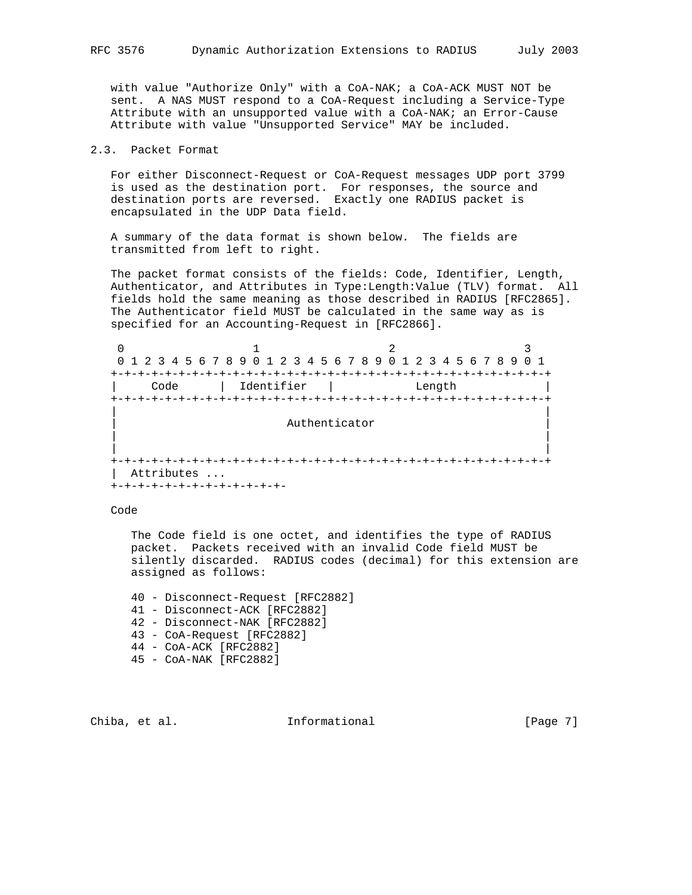with value "Authorize Only" with a CoA-NAK; a CoA-ACK MUST NOT be sent. A NAS MUST respond to a CoA-Request including a Service-Type Attribute with an unsupported value with a CoA-NAK; an Error-Cause Attribute with value "Unsupported Service" MAY be included.

## 2.3. Packet Format

For either Disconnect-Request or CoA-Request messages UDP port 3799 is used as the destination port. For responses, the source and destination ports are reversed. Exactly one RADIUS packet is encapsulated in the UDP Data field.

A summary of the data format is shown below. The fields are transmitted from left to right.

The packet format consists of the fields: Code, Identifier, Length, Authenticator, and Attributes in Type:Length:Value (TLV) format. All fields hold the same meaning as those described in RADIUS [RFC2865]. The Authenticator field MUST be calculated in the same way as is specified for an Accounting-Request in [RFC2866].

```
 0                   1                   2                   3
 0 1 2 3 4 5 6 7 8 9 0 1 2 3 4 5 6 7 8 9 0 1 2 3 4 5 6 7 8 9 0 1
+-+-+-+-+-+-+-+-+-+-+-+-+-+-+-+-+-+-+-+-+-+-+-+-+-+-+-+-+-+-+-+-+
|     Code      |  Identifier   |            Length             |
+-+-+-+-+-+-+-+-+-+-+-+-+-+-+-+-+-+-+-+-+-+-+-+-+-+-+-+-+-+-+-+-+
|                                                               |
|                         Authenticator                         |
|                                                               |
|                                                               |
+-+-+-+-+-+-+-+-+-+-+-+-+-+-+-+-+-+-+-+-+-+-+-+-+-+-+-+-+-+-+-+-+
|  Attributes ...
+-+-+-+-+-+-+-+-+-+-+-+-+-
```

Code

The Code field is one octet, and identifies the type of RADIUS packet. Packets received with an invalid Code field MUST be silently discarded. RADIUS codes (decimal) for this extension are assigned as follows:

40 - Disconnect-Request [RFC2882]
41 - Disconnect-ACK [RFC2882]
42 - Disconnect-NAK [RFC2882]
43 - CoA-Request [RFC2882]
44 - CoA-ACK [RFC2882]
45 - CoA-NAK [RFC2882]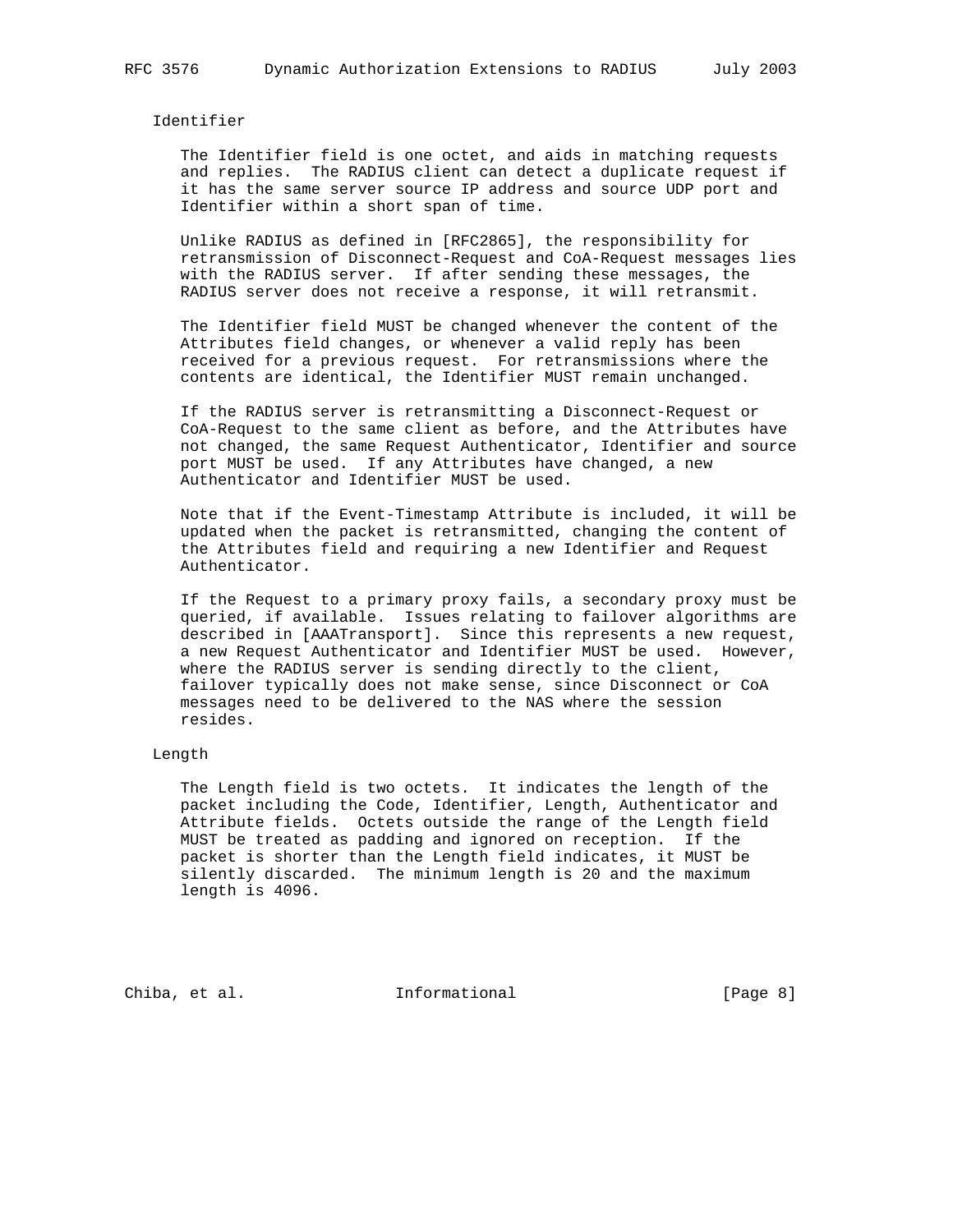Identifier

The Identifier field is one octet, and aids in matching requests and replies. The RADIUS client can detect a duplicate request if it has the same server source IP address and source UDP port and Identifier within a short span of time.

Unlike RADIUS as defined in [RFC2865], the responsibility for retransmission of Disconnect-Request and CoA-Request messages lies with the RADIUS server. If after sending these messages, the RADIUS server does not receive a response, it will retransmit.

The Identifier field MUST be changed whenever the content of the Attributes field changes, or whenever a valid reply has been received for a previous request. For retransmissions where the contents are identical, the Identifier MUST remain unchanged.

If the RADIUS server is retransmitting a Disconnect-Request or CoA-Request to the same client as before, and the Attributes have not changed, the same Request Authenticator, Identifier and source port MUST be used. If any Attributes have changed, a new Authenticator and Identifier MUST be used.

Note that if the Event-Timestamp Attribute is included, it will be updated when the packet is retransmitted, changing the content of the Attributes field and requiring a new Identifier and Request Authenticator.

If the Request to a primary proxy fails, a secondary proxy must be queried, if available. Issues relating to failover algorithms are described in [AAATransport]. Since this represents a new request, a new Request Authenticator and Identifier MUST be used. However, where the RADIUS server is sending directly to the client, failover typically does not make sense, since Disconnect or CoA messages need to be delivered to the NAS where the session resides.

Length

The Length field is two octets. It indicates the length of the packet including the Code, Identifier, Length, Authenticator and Attribute fields. Octets outside the range of the Length field MUST be treated as padding and ignored on reception. If the packet is shorter than the Length field indicates, it MUST be silently discarded. The minimum length is 20 and the maximum length is 4096.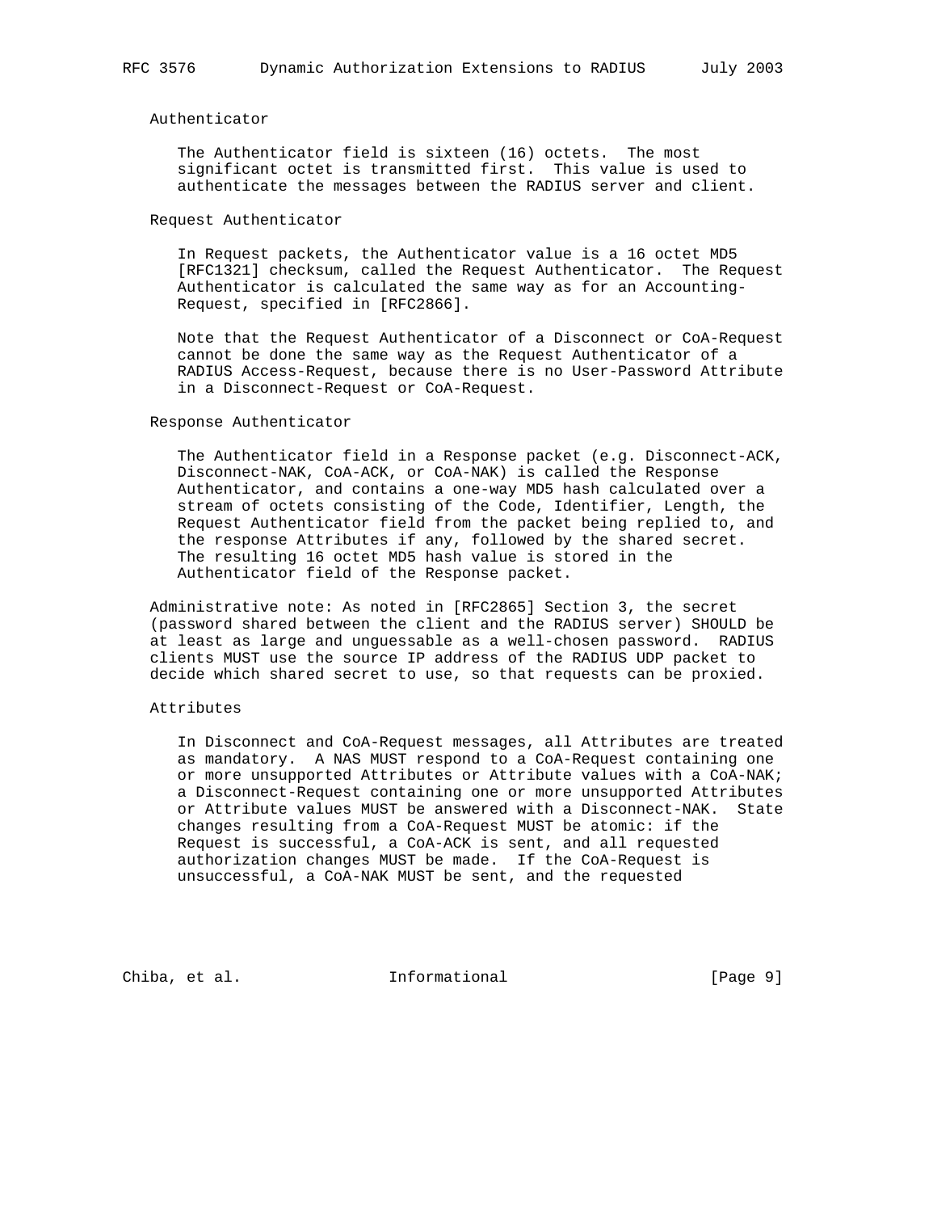### Authenticator

The Authenticator field is sixteen (16) octets. The most significant octet is transmitted first. This value is used to authenticate the messages between the RADIUS server and client.

### Request Authenticator

In Request packets, the Authenticator value is a 16 octet MD5 [RFC1321] checksum, called the Request Authenticator. The Request Authenticator is calculated the same way as for an Accounting-Request, specified in [RFC2866].

Note that the Request Authenticator of a Disconnect or CoA-Request cannot be done the same way as the Request Authenticator of a RADIUS Access-Request, because there is no User-Password Attribute in a Disconnect-Request or CoA-Request.

### Response Authenticator

The Authenticator field in a Response packet (e.g. Disconnect-ACK, Disconnect-NAK, CoA-ACK, or CoA-NAK) is called the Response Authenticator, and contains a one-way MD5 hash calculated over a stream of octets consisting of the Code, Identifier, Length, the Request Authenticator field from the packet being replied to, and the response Attributes if any, followed by the shared secret. The resulting 16 octet MD5 hash value is stored in the Authenticator field of the Response packet.

Administrative note: As noted in [RFC2865] Section 3, the secret (password shared between the client and the RADIUS server) SHOULD be at least as large and unguessable as a well-chosen password. RADIUS clients MUST use the source IP address of the RADIUS UDP packet to decide which shared secret to use, so that requests can be proxied.

### Attributes

In Disconnect and CoA-Request messages, all Attributes are treated as mandatory. A NAS MUST respond to a CoA-Request containing one or more unsupported Attributes or Attribute values with a CoA-NAK; a Disconnect-Request containing one or more unsupported Attributes or Attribute values MUST be answered with a Disconnect-NAK. State changes resulting from a CoA-Request MUST be atomic: if the Request is successful, a CoA-ACK is sent, and all requested authorization changes MUST be made. If the CoA-Request is unsuccessful, a CoA-NAK MUST be sent, and the requested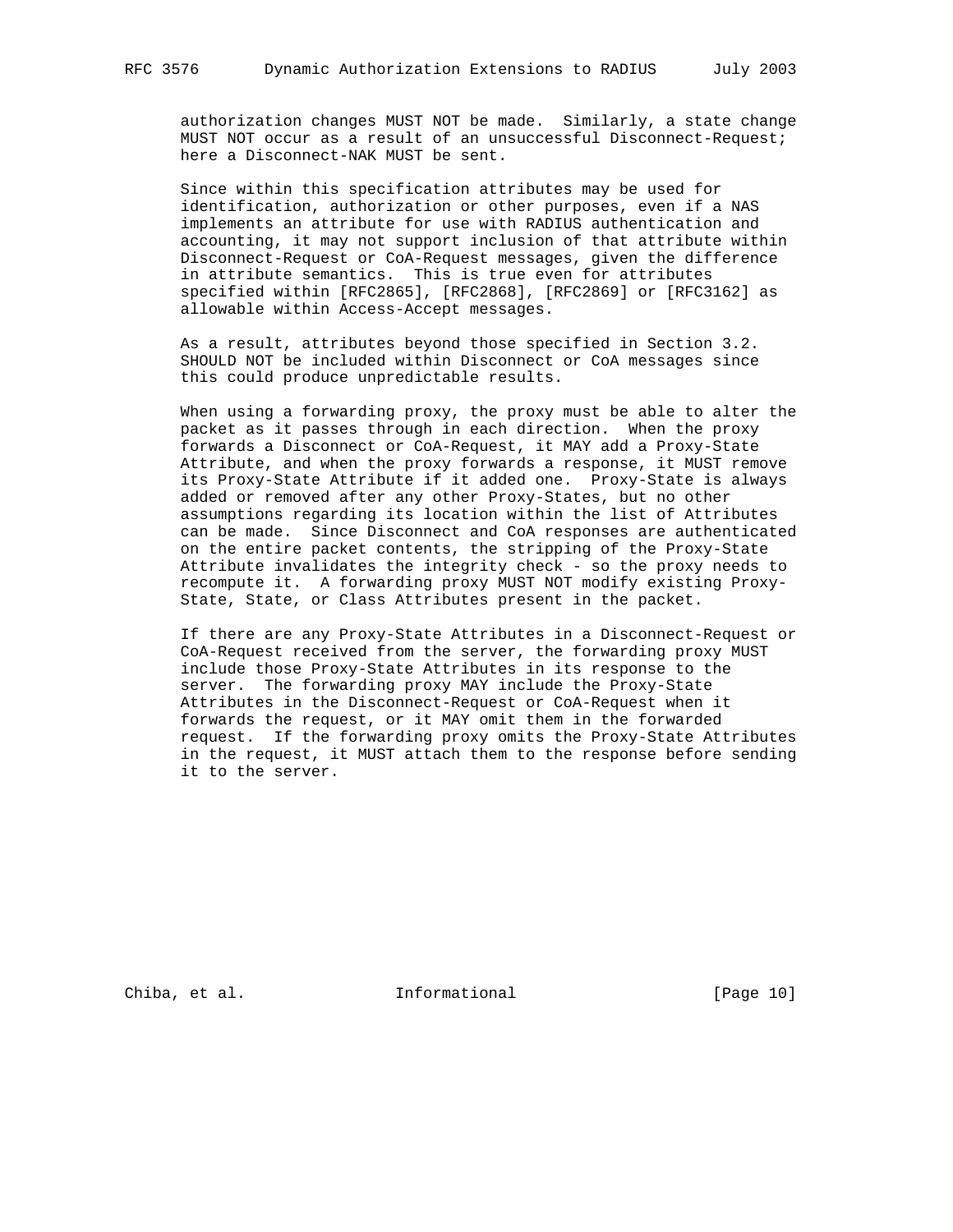authorization changes MUST NOT be made. Similarly, a state change MUST NOT occur as a result of an unsuccessful Disconnect-Request; here a Disconnect-NAK MUST be sent.

Since within this specification attributes may be used for identification, authorization or other purposes, even if a NAS implements an attribute for use with RADIUS authentication and accounting, it may not support inclusion of that attribute within Disconnect-Request or CoA-Request messages, given the difference in attribute semantics. This is true even for attributes specified within [RFC2865], [RFC2868], [RFC2869] or [RFC3162] as allowable within Access-Accept messages.

As a result, attributes beyond those specified in Section 3.2. SHOULD NOT be included within Disconnect or CoA messages since this could produce unpredictable results.

When using a forwarding proxy, the proxy must be able to alter the packet as it passes through in each direction. When the proxy forwards a Disconnect or CoA-Request, it MAY add a Proxy-State Attribute, and when the proxy forwards a response, it MUST remove its Proxy-State Attribute if it added one. Proxy-State is always added or removed after any other Proxy-States, but no other assumptions regarding its location within the list of Attributes can be made. Since Disconnect and CoA responses are authenticated on the entire packet contents, the stripping of the Proxy-State Attribute invalidates the integrity check - so the proxy needs to recompute it. A forwarding proxy MUST NOT modify existing Proxy-State, State, or Class Attributes present in the packet.

If there are any Proxy-State Attributes in a Disconnect-Request or CoA-Request received from the server, the forwarding proxy MUST include those Proxy-State Attributes in its response to the server. The forwarding proxy MAY include the Proxy-State Attributes in the Disconnect-Request or CoA-Request when it forwards the request, or it MAY omit them in the forwarded request. If the forwarding proxy omits the Proxy-State Attributes in the request, it MUST attach them to the response before sending it to the server.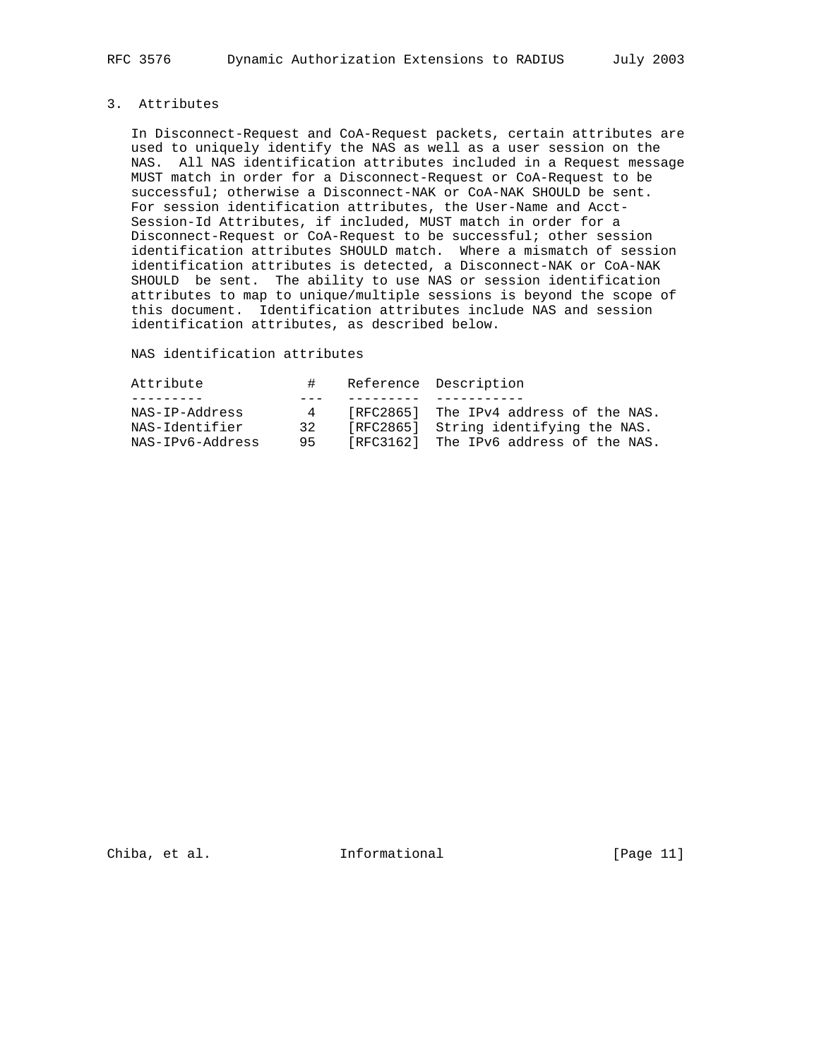## 3. Attributes

In Disconnect-Request and CoA-Request packets, certain attributes are used to uniquely identify the NAS as well as a user session on the NAS. All NAS identification attributes included in a Request message MUST match in order for a Disconnect-Request or CoA-Request to be successful; otherwise a Disconnect-NAK or CoA-NAK SHOULD be sent. For session identification attributes, the User-Name and Acct-Session-Id Attributes, if included, MUST match in order for a Disconnect-Request or CoA-Request to be successful; other session identification attributes SHOULD match. Where a mismatch of session identification attributes is detected, a Disconnect-NAK or CoA-NAK SHOULD be sent. The ability to use NAS or session identification attributes to map to unique/multiple sessions is beyond the scope of this document. Identification attributes include NAS and session identification attributes, as described below.

NAS identification attributes

| Attribute | # | Reference | Description |
|---|---|---|---|
| NAS-IP-Address | 4 | [RFC2865] | The IPv4 address of the NAS. |
| NAS-Identifier | 32 | [RFC2865] | String identifying the NAS. |
| NAS-IPv6-Address | 95 | [RFC3162] | The IPv6 address of the NAS. |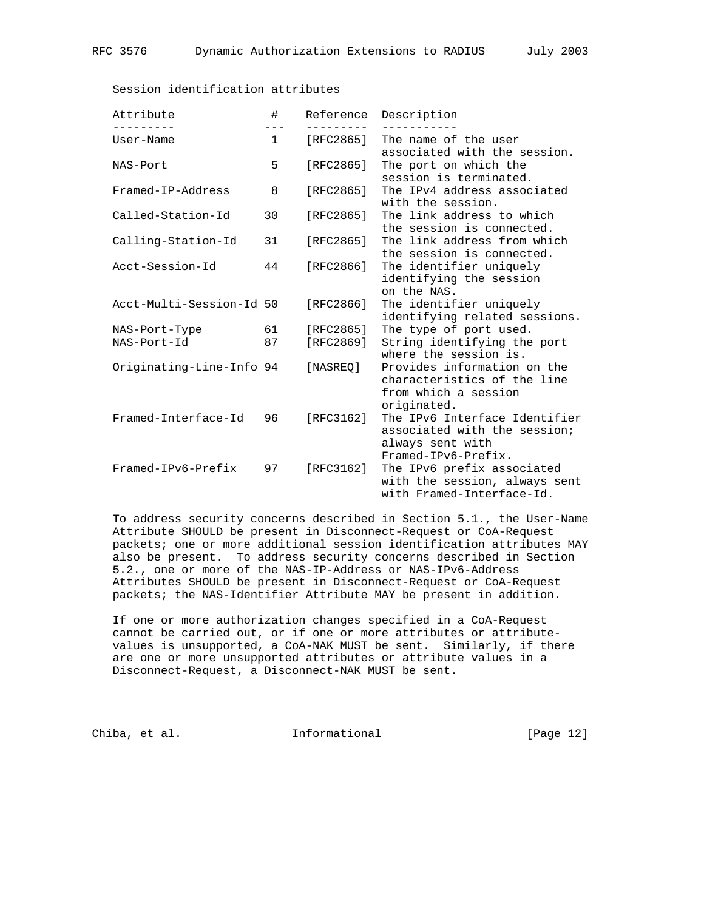Session identification attributes

| Attribute | # | Reference | Description |
| --- | --- | --- | --- |
| User-Name | 1 | [RFC2865] | The name of the user associated with the session. |
| NAS-Port | 5 | [RFC2865] | The port on which the session is terminated. |
| Framed-IP-Address | 8 | [RFC2865] | The IPv4 address associated with the session. |
| Called-Station-Id | 30 | [RFC2865] | The link address to which the session is connected. |
| Calling-Station-Id | 31 | [RFC2865] | The link address from which the session is connected. |
| Acct-Session-Id | 44 | [RFC2866] | The identifier uniquely identifying the session on the NAS. |
| Acct-Multi-Session-Id | 50 | [RFC2866] | The identifier uniquely identifying related sessions. |
| NAS-Port-Type | 61 | [RFC2865] | The type of port used. |
| NAS-Port-Id | 87 | [RFC2869] | String identifying the port where the session is. |
| Originating-Line-Info | 94 | [NASREQ] | Provides information on the characteristics of the line from which a session originated. |
| Framed-Interface-Id | 96 | [RFC3162] | The IPv6 Interface Identifier associated with the session; always sent with Framed-IPv6-Prefix. |
| Framed-IPv6-Prefix | 97 | [RFC3162] | The IPv6 prefix associated with the session, always sent with Framed-Interface-Id. |

To address security concerns described in Section 5.1., the User-Name Attribute SHOULD be present in Disconnect-Request or CoA-Request packets; one or more additional session identification attributes MAY also be present. To address security concerns described in Section 5.2., one or more of the NAS-IP-Address or NAS-IPv6-Address Attributes SHOULD be present in Disconnect-Request or CoA-Request packets; the NAS-Identifier Attribute MAY be present in addition.

If one or more authorization changes specified in a CoA-Request cannot be carried out, or if one or more attributes or attribute-values is unsupported, a CoA-NAK MUST be sent. Similarly, if there are one or more unsupported attributes or attribute values in a Disconnect-Request, a Disconnect-NAK MUST be sent.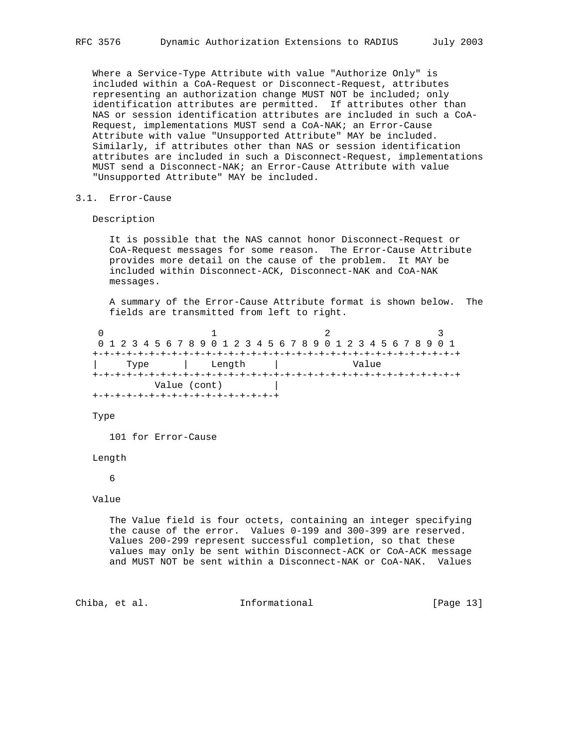Where a Service-Type Attribute with value "Authorize Only" is included within a CoA-Request or Disconnect-Request, attributes representing an authorization change MUST NOT be included; only identification attributes are permitted. If attributes other than NAS or session identification attributes are included in such a CoA-Request, implementations MUST send a CoA-NAK; an Error-Cause Attribute with value "Unsupported Attribute" MAY be included. Similarly, if attributes other than NAS or session identification attributes are included in such a Disconnect-Request, implementations MUST send a Disconnect-NAK; an Error-Cause Attribute with value "Unsupported Attribute" MAY be included.

### 3.1. Error-Cause

Description

It is possible that the NAS cannot honor Disconnect-Request or CoA-Request messages for some reason. The Error-Cause Attribute provides more detail on the cause of the problem. It MAY be included within Disconnect-ACK, Disconnect-NAK and CoA-NAK messages.

A summary of the Error-Cause Attribute format is shown below. The fields are transmitted from left to right.

```
 0                   1                   2                   3
 0 1 2 3 4 5 6 7 8 9 0 1 2 3 4 5 6 7 8 9 0 1 2 3 4 5 6 7 8 9 0 1
+-+-+-+-+-+-+-+-+-+-+-+-+-+-+-+-+-+-+-+-+-+-+-+-+-+-+-+-+-+-+-+-+
|     Type      |    Length     |             Value
+-+-+-+-+-+-+-+-+-+-+-+-+-+-+-+-+-+-+-+-+-+-+-+-+-+-+-+-+-+-+-+-+
           Value (cont)         |
+-+-+-+-+-+-+-+-+-+-+-+-+-+-+-+-+
```

Type

101 for Error-Cause

Length

6

Value

The Value field is four octets, containing an integer specifying the cause of the error. Values 0-199 and 300-399 are reserved. Values 200-299 represent successful completion, so that these values may only be sent within Disconnect-ACK or CoA-ACK message and MUST NOT be sent within a Disconnect-NAK or CoA-NAK. Values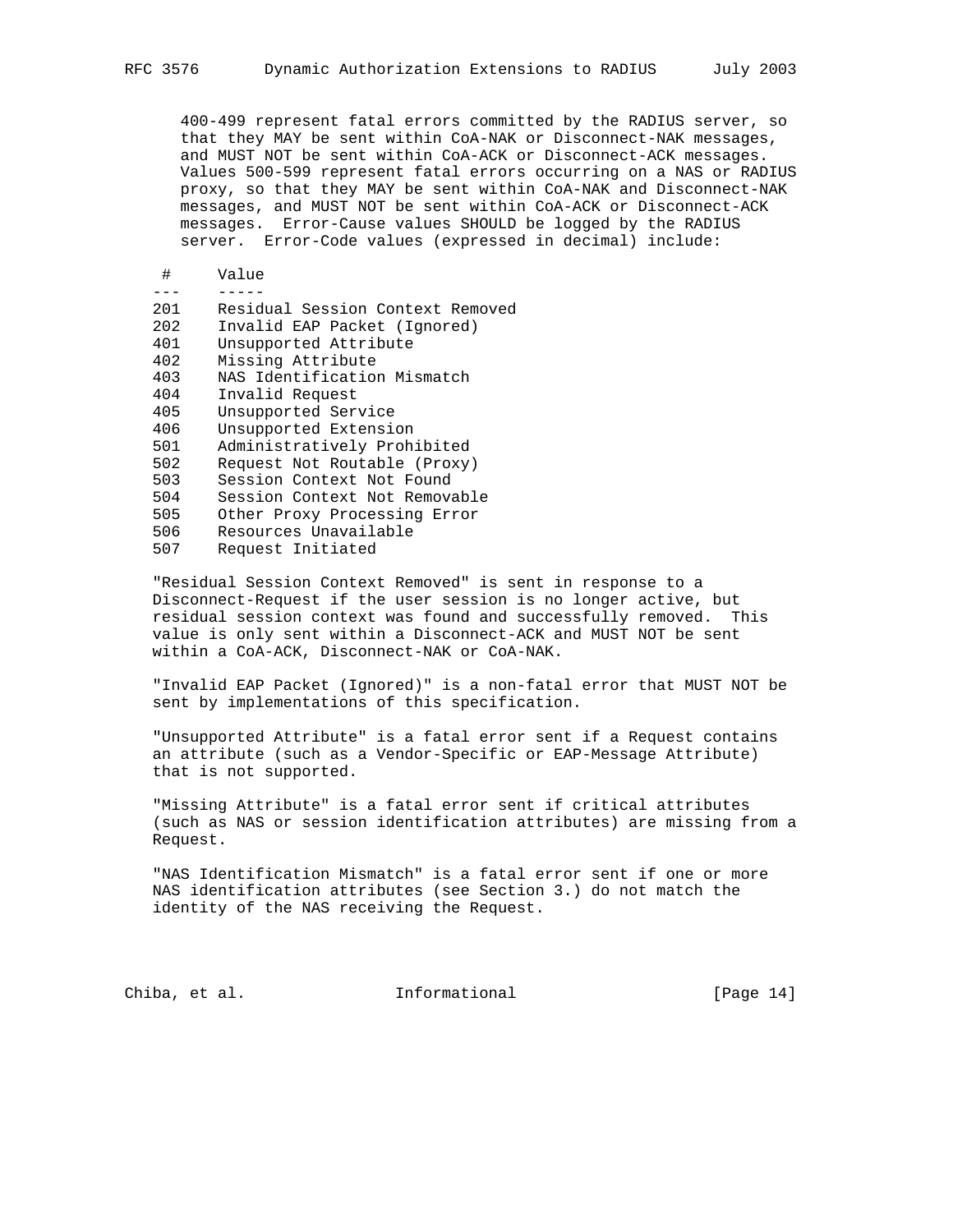400-499 represent fatal errors committed by the RADIUS server, so that they MAY be sent within CoA-NAK or Disconnect-NAK messages, and MUST NOT be sent within CoA-ACK or Disconnect-ACK messages. Values 500-599 represent fatal errors occurring on a NAS or RADIUS proxy, so that they MAY be sent within CoA-NAK and Disconnect-NAK messages, and MUST NOT be sent within CoA-ACK or Disconnect-ACK messages. Error-Cause values SHOULD be logged by the RADIUS server. Error-Code values (expressed in decimal) include:

| # | Value |
|---|---|
| 201 | Residual Session Context Removed |
| 202 | Invalid EAP Packet (Ignored) |
| 401 | Unsupported Attribute |
| 402 | Missing Attribute |
| 403 | NAS Identification Mismatch |
| 404 | Invalid Request |
| 405 | Unsupported Service |
| 406 | Unsupported Extension |
| 501 | Administratively Prohibited |
| 502 | Request Not Routable (Proxy) |
| 503 | Session Context Not Found |
| 504 | Session Context Not Removable |
| 505 | Other Proxy Processing Error |
| 506 | Resources Unavailable |
| 507 | Request Initiated |

"Residual Session Context Removed" is sent in response to a Disconnect-Request if the user session is no longer active, but residual session context was found and successfully removed. This value is only sent within a Disconnect-ACK and MUST NOT be sent within a CoA-ACK, Disconnect-NAK or CoA-NAK.

"Invalid EAP Packet (Ignored)" is a non-fatal error that MUST NOT be sent by implementations of this specification.

"Unsupported Attribute" is a fatal error sent if a Request contains an attribute (such as a Vendor-Specific or EAP-Message Attribute) that is not supported.

"Missing Attribute" is a fatal error sent if critical attributes (such as NAS or session identification attributes) are missing from a Request.

"NAS Identification Mismatch" is a fatal error sent if one or more NAS identification attributes (see Section 3.) do not match the identity of the NAS receiving the Request.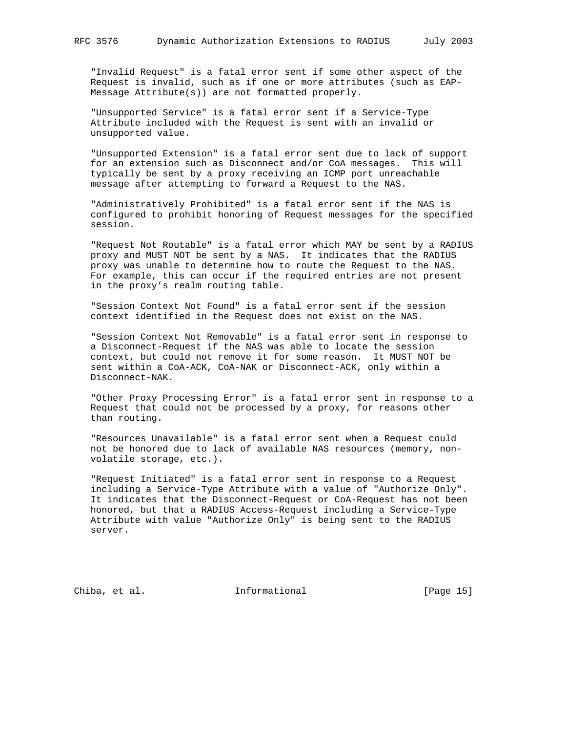"Invalid Request" is a fatal error sent if some other aspect of the Request is invalid, such as if one or more attributes (such as EAP-Message Attribute(s)) are not formatted properly.

"Unsupported Service" is a fatal error sent if a Service-Type Attribute included with the Request is sent with an invalid or unsupported value.

"Unsupported Extension" is a fatal error sent due to lack of support for an extension such as Disconnect and/or CoA messages. This will typically be sent by a proxy receiving an ICMP port unreachable message after attempting to forward a Request to the NAS.

"Administratively Prohibited" is a fatal error sent if the NAS is configured to prohibit honoring of Request messages for the specified session.

"Request Not Routable" is a fatal error which MAY be sent by a RADIUS proxy and MUST NOT be sent by a NAS. It indicates that the RADIUS proxy was unable to determine how to route the Request to the NAS. For example, this can occur if the required entries are not present in the proxy's realm routing table.

"Session Context Not Found" is a fatal error sent if the session context identified in the Request does not exist on the NAS.

"Session Context Not Removable" is a fatal error sent in response to a Disconnect-Request if the NAS was able to locate the session context, but could not remove it for some reason. It MUST NOT be sent within a CoA-ACK, CoA-NAK or Disconnect-ACK, only within a Disconnect-NAK.

"Other Proxy Processing Error" is a fatal error sent in response to a Request that could not be processed by a proxy, for reasons other than routing.

"Resources Unavailable" is a fatal error sent when a Request could not be honored due to lack of available NAS resources (memory, non-volatile storage, etc.).

"Request Initiated" is a fatal error sent in response to a Request including a Service-Type Attribute with a value of "Authorize Only". It indicates that the Disconnect-Request or CoA-Request has not been honored, but that a RADIUS Access-Request including a Service-Type Attribute with value "Authorize Only" is being sent to the RADIUS server.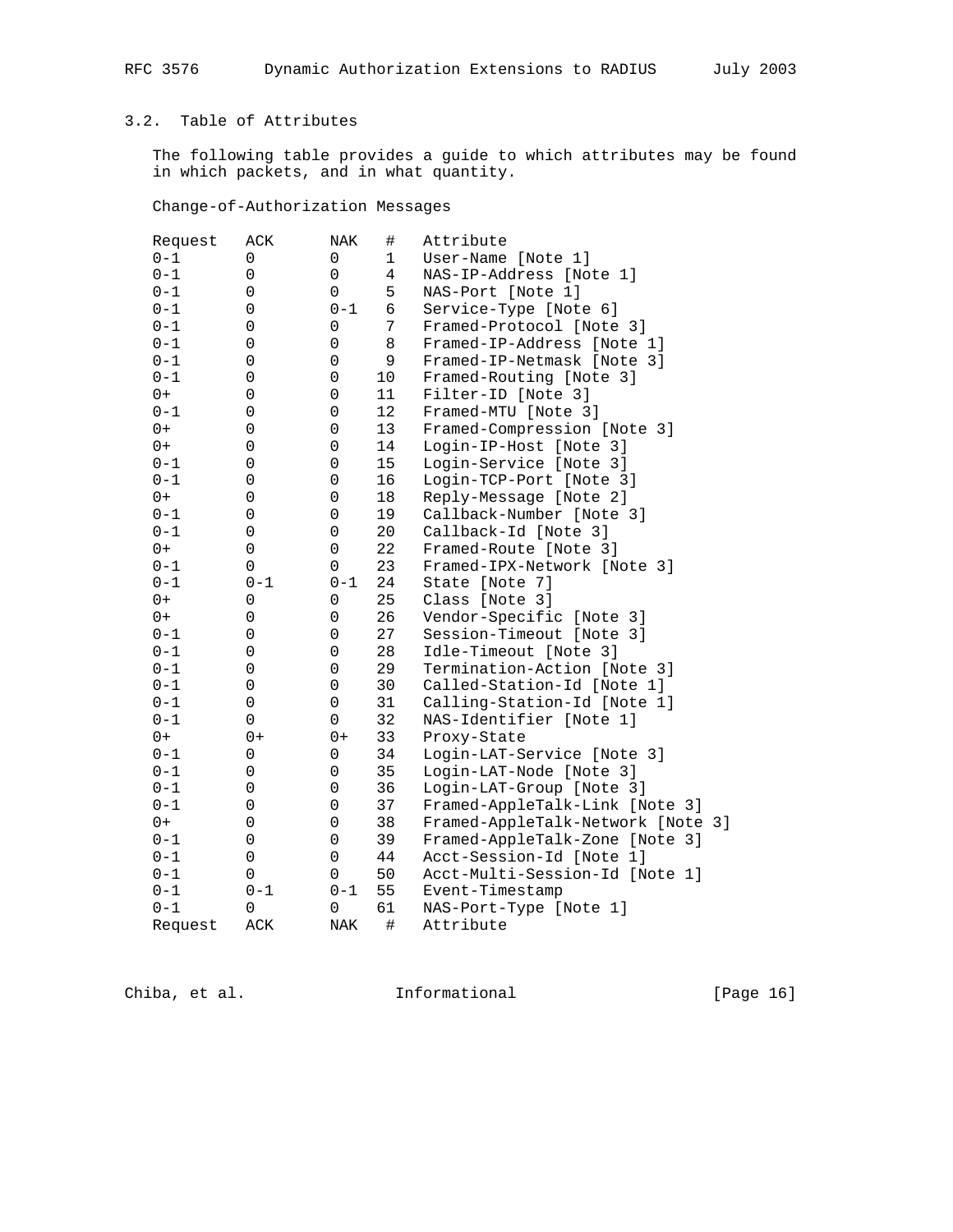## 3.2. Table of Attributes

The following table provides a guide to which attributes may be found in which packets, and in what quantity.

Change-of-Authorization Messages

| Request | ACK | NAK | # | Attribute |
|---|---|---|---|---|
| 0-1 | 0 | 0 | 1 | User-Name [Note 1] |
| 0-1 | 0 | 0 | 4 | NAS-IP-Address [Note 1] |
| 0-1 | 0 | 0 | 5 | NAS-Port [Note 1] |
| 0-1 | 0 | 0-1 | 6 | Service-Type [Note 6] |
| 0-1 | 0 | 0 | 7 | Framed-Protocol [Note 3] |
| 0-1 | 0 | 0 | 8 | Framed-IP-Address [Note 1] |
| 0-1 | 0 | 0 | 9 | Framed-IP-Netmask [Note 3] |
| 0-1 | 0 | 0 | 10 | Framed-Routing [Note 3] |
| 0+ | 0 | 0 | 11 | Filter-ID [Note 3] |
| 0-1 | 0 | 0 | 12 | Framed-MTU [Note 3] |
| 0+ | 0 | 0 | 13 | Framed-Compression [Note 3] |
| 0+ | 0 | 0 | 14 | Login-IP-Host [Note 3] |
| 0-1 | 0 | 0 | 15 | Login-Service [Note 3] |
| 0-1 | 0 | 0 | 16 | Login-TCP-Port [Note 3] |
| 0+ | 0 | 0 | 18 | Reply-Message [Note 2] |
| 0-1 | 0 | 0 | 19 | Callback-Number [Note 3] |
| 0-1 | 0 | 0 | 20 | Callback-Id [Note 3] |
| 0+ | 0 | 0 | 22 | Framed-Route [Note 3] |
| 0-1 | 0 | 0 | 23 | Framed-IPX-Network [Note 3] |
| 0-1 | 0-1 | 0-1 | 24 | State [Note 7] |
| 0+ | 0 | 0 | 25 | Class [Note 3] |
| 0+ | 0 | 0 | 26 | Vendor-Specific [Note 3] |
| 0-1 | 0 | 0 | 27 | Session-Timeout [Note 3] |
| 0-1 | 0 | 0 | 28 | Idle-Timeout [Note 3] |
| 0-1 | 0 | 0 | 29 | Termination-Action [Note 3] |
| 0-1 | 0 | 0 | 30 | Called-Station-Id [Note 1] |
| 0-1 | 0 | 0 | 31 | Calling-Station-Id [Note 1] |
| 0-1 | 0 | 0 | 32 | NAS-Identifier [Note 1] |
| 0+ | 0+ | 0+ | 33 | Proxy-State |
| 0-1 | 0 | 0 | 34 | Login-LAT-Service [Note 3] |
| 0-1 | 0 | 0 | 35 | Login-LAT-Node [Note 3] |
| 0-1 | 0 | 0 | 36 | Login-LAT-Group [Note 3] |
| 0-1 | 0 | 0 | 37 | Framed-AppleTalk-Link [Note 3] |
| 0+ | 0 | 0 | 38 | Framed-AppleTalk-Network [Note 3] |
| 0-1 | 0 | 0 | 39 | Framed-AppleTalk-Zone [Note 3] |
| 0-1 | 0 | 0 | 44 | Acct-Session-Id [Note 1] |
| 0-1 | 0 | 0 | 50 | Acct-Multi-Session-Id [Note 1] |
| 0-1 | 0-1 | 0-1 | 55 | Event-Timestamp |
| 0-1 | 0 | 0 | 61 | NAS-Port-Type [Note 1] |
| Request | ACK | NAK | # | Attribute |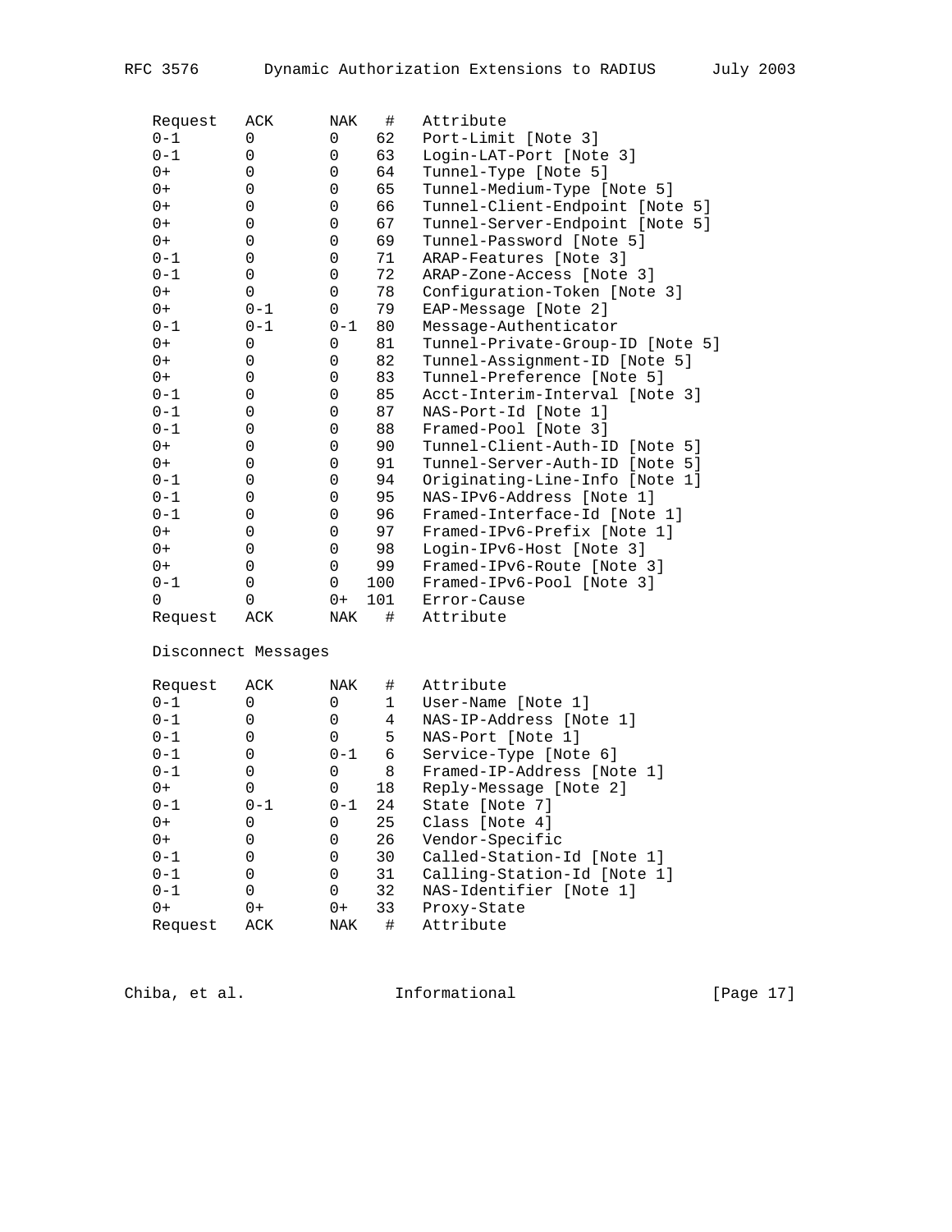| Request | ACK | NAK | # | Attribute |
|---|---|---|---|---|
| 0-1 | 0 | 0 | 62 | Port-Limit [Note 3] |
| 0-1 | 0 | 0 | 63 | Login-LAT-Port [Note 3] |
| 0+ | 0 | 0 | 64 | Tunnel-Type [Note 5] |
| 0+ | 0 | 0 | 65 | Tunnel-Medium-Type [Note 5] |
| 0+ | 0 | 0 | 66 | Tunnel-Client-Endpoint [Note 5] |
| 0+ | 0 | 0 | 67 | Tunnel-Server-Endpoint [Note 5] |
| 0+ | 0 | 0 | 69 | Tunnel-Password [Note 5] |
| 0-1 | 0 | 0 | 71 | ARAP-Features [Note 3] |
| 0-1 | 0 | 0 | 72 | ARAP-Zone-Access [Note 3] |
| 0+ | 0 | 0 | 78 | Configuration-Token [Note 3] |
| 0+ | 0-1 | 0 | 79 | EAP-Message [Note 2] |
| 0-1 | 0-1 | 0-1 | 80 | Message-Authenticator |
| 0+ | 0 | 0 | 81 | Tunnel-Private-Group-ID [Note 5] |
| 0+ | 0 | 0 | 82 | Tunnel-Assignment-ID [Note 5] |
| 0+ | 0 | 0 | 83 | Tunnel-Preference [Note 5] |
| 0-1 | 0 | 0 | 85 | Acct-Interim-Interval [Note 3] |
| 0-1 | 0 | 0 | 87 | NAS-Port-Id [Note 1] |
| 0-1 | 0 | 0 | 88 | Framed-Pool [Note 3] |
| 0+ | 0 | 0 | 90 | Tunnel-Client-Auth-ID [Note 5] |
| 0+ | 0 | 0 | 91 | Tunnel-Server-Auth-ID [Note 5] |
| 0-1 | 0 | 0 | 94 | Originating-Line-Info [Note 1] |
| 0-1 | 0 | 0 | 95 | NAS-IPv6-Address [Note 1] |
| 0-1 | 0 | 0 | 96 | Framed-Interface-Id [Note 1] |
| 0+ | 0 | 0 | 97 | Framed-IPv6-Prefix [Note 1] |
| 0+ | 0 | 0 | 98 | Login-IPv6-Host [Note 3] |
| 0+ | 0 | 0 | 99 | Framed-IPv6-Route [Note 3] |
| 0-1 | 0 | 0 | 100 | Framed-IPv6-Pool [Note 3] |
| 0 | 0 | 0+ | 101 | Error-Cause |
| Request | ACK | NAK | # | Attribute |

Disconnect Messages

| Request | ACK | NAK | # | Attribute |
|---|---|---|---|---|
| 0-1 | 0 | 0 | 1 | User-Name [Note 1] |
| 0-1 | 0 | 0 | 4 | NAS-IP-Address [Note 1] |
| 0-1 | 0 | 0 | 5 | NAS-Port [Note 1] |
| 0-1 | 0 | 0-1 | 6 | Service-Type [Note 6] |
| 0-1 | 0 | 0 | 8 | Framed-IP-Address [Note 1] |
| 0+ | 0 | 0 | 18 | Reply-Message [Note 2] |
| 0-1 | 0-1 | 0-1 | 24 | State [Note 7] |
| 0+ | 0 | 0 | 25 | Class [Note 4] |
| 0+ | 0 | 0 | 26 | Vendor-Specific |
| 0-1 | 0 | 0 | 30 | Called-Station-Id [Note 1] |
| 0-1 | 0 | 0 | 31 | Calling-Station-Id [Note 1] |
| 0-1 | 0 | 0 | 32 | NAS-Identifier [Note 1] |
| 0+ | 0+ | 0+ | 33 | Proxy-State |
| Request | ACK | NAK | # | Attribute |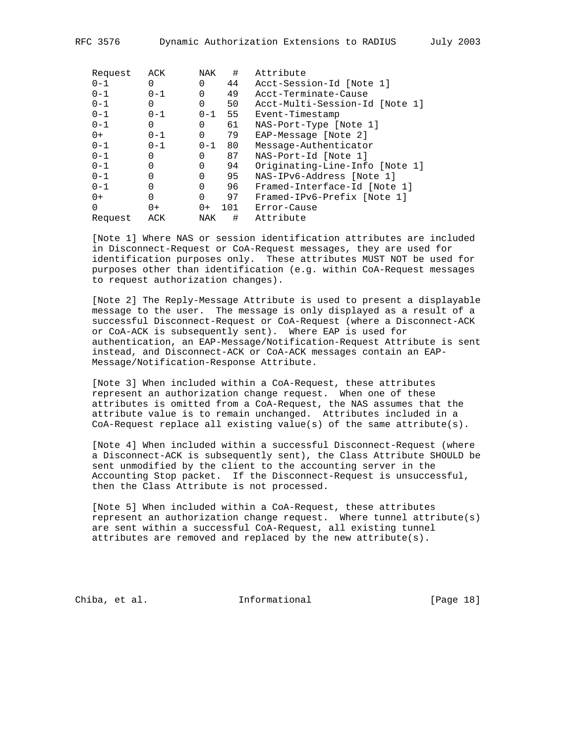| Request | ACK | NAK | # | Attribute |
|---|---|---|---|---|
| 0-1 | 0 | 0 | 44 | Acct-Session-Id [Note 1] |
| 0-1 | 0-1 | 0 | 49 | Acct-Terminate-Cause |
| 0-1 | 0 | 0 | 50 | Acct-Multi-Session-Id [Note 1] |
| 0-1 | 0-1 | 0-1 | 55 | Event-Timestamp |
| 0-1 | 0 | 0 | 61 | NAS-Port-Type [Note 1] |
| 0+ | 0-1 | 0 | 79 | EAP-Message [Note 2] |
| 0-1 | 0-1 | 0-1 | 80 | Message-Authenticator |
| 0-1 | 0 | 0 | 87 | NAS-Port-Id [Note 1] |
| 0-1 | 0 | 0 | 94 | Originating-Line-Info [Note 1] |
| 0-1 | 0 | 0 | 95 | NAS-IPv6-Address [Note 1] |
| 0-1 | 0 | 0 | 96 | Framed-Interface-Id [Note 1] |
| 0+ | 0 | 0 | 97 | Framed-IPv6-Prefix [Note 1] |
| 0 | 0+ | 0+ | 101 | Error-Cause |
| Request | ACK | NAK | # | Attribute |

[Note 1] Where NAS or session identification attributes are included in Disconnect-Request or CoA-Request messages, they are used for identification purposes only. These attributes MUST NOT be used for purposes other than identification (e.g. within CoA-Request messages to request authorization changes).

[Note 2] The Reply-Message Attribute is used to present a displayable message to the user. The message is only displayed as a result of a successful Disconnect-Request or CoA-Request (where a Disconnect-ACK or CoA-ACK is subsequently sent). Where EAP is used for authentication, an EAP-Message/Notification-Request Attribute is sent instead, and Disconnect-ACK or CoA-ACK messages contain an EAP-Message/Notification-Response Attribute.

[Note 3] When included within a CoA-Request, these attributes represent an authorization change request. When one of these attributes is omitted from a CoA-Request, the NAS assumes that the attribute value is to remain unchanged. Attributes included in a CoA-Request replace all existing value(s) of the same attribute(s).

[Note 4] When included within a successful Disconnect-Request (where a Disconnect-ACK is subsequently sent), the Class Attribute SHOULD be sent unmodified by the client to the accounting server in the Accounting Stop packet. If the Disconnect-Request is unsuccessful, then the Class Attribute is not processed.

[Note 5] When included within a CoA-Request, these attributes represent an authorization change request. Where tunnel attribute(s) are sent within a successful CoA-Request, all existing tunnel attributes are removed and replaced by the new attribute(s).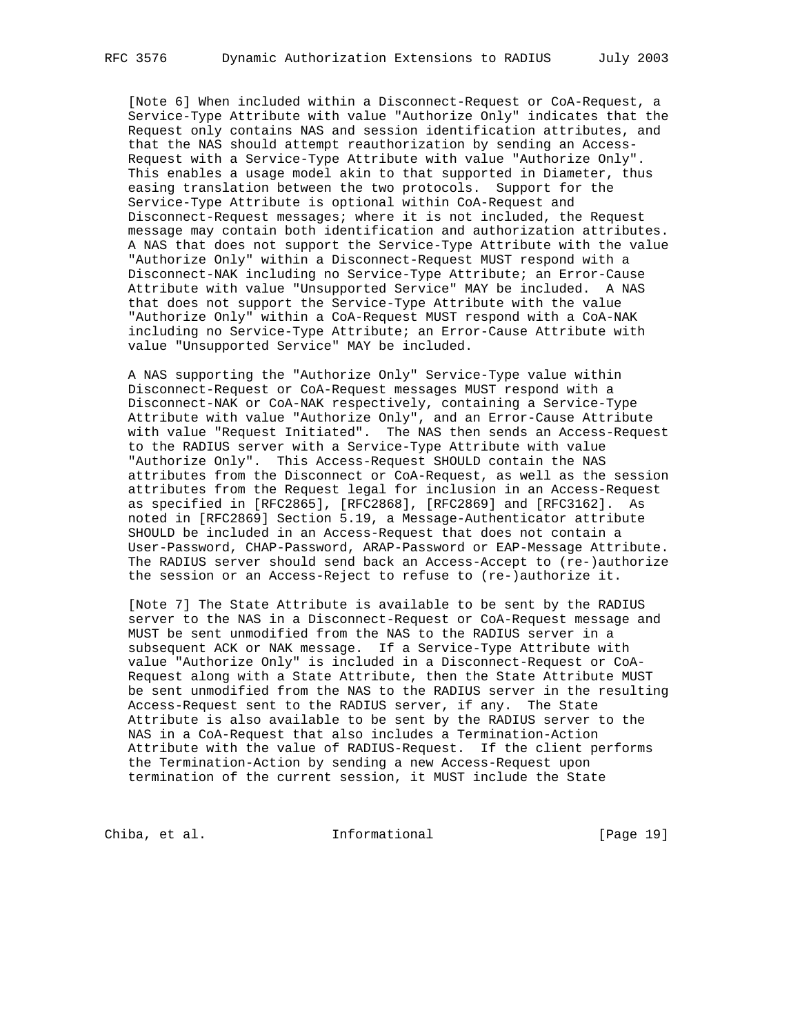[Note 6] When included within a Disconnect-Request or CoA-Request, a Service-Type Attribute with value "Authorize Only" indicates that the Request only contains NAS and session identification attributes, and that the NAS should attempt reauthorization by sending an Access-Request with a Service-Type Attribute with value "Authorize Only". This enables a usage model akin to that supported in Diameter, thus easing translation between the two protocols. Support for the Service-Type Attribute is optional within CoA-Request and Disconnect-Request messages; where it is not included, the Request message may contain both identification and authorization attributes. A NAS that does not support the Service-Type Attribute with the value "Authorize Only" within a Disconnect-Request MUST respond with a Disconnect-NAK including no Service-Type Attribute; an Error-Cause Attribute with value "Unsupported Service" MAY be included. A NAS that does not support the Service-Type Attribute with the value "Authorize Only" within a CoA-Request MUST respond with a CoA-NAK including no Service-Type Attribute; an Error-Cause Attribute with value "Unsupported Service" MAY be included.

A NAS supporting the "Authorize Only" Service-Type value within Disconnect-Request or CoA-Request messages MUST respond with a Disconnect-NAK or CoA-NAK respectively, containing a Service-Type Attribute with value "Authorize Only", and an Error-Cause Attribute with value "Request Initiated". The NAS then sends an Access-Request to the RADIUS server with a Service-Type Attribute with value "Authorize Only". This Access-Request SHOULD contain the NAS attributes from the Disconnect or CoA-Request, as well as the session attributes from the Request legal for inclusion in an Access-Request as specified in [RFC2865], [RFC2868], [RFC2869] and [RFC3162]. As noted in [RFC2869] Section 5.19, a Message-Authenticator attribute SHOULD be included in an Access-Request that does not contain a User-Password, CHAP-Password, ARAP-Password or EAP-Message Attribute. The RADIUS server should send back an Access-Accept to (re-)authorize the session or an Access-Reject to refuse to (re-)authorize it.

[Note 7] The State Attribute is available to be sent by the RADIUS server to the NAS in a Disconnect-Request or CoA-Request message and MUST be sent unmodified from the NAS to the RADIUS server in a subsequent ACK or NAK message. If a Service-Type Attribute with value "Authorize Only" is included in a Disconnect-Request or CoA-Request along with a State Attribute, then the State Attribute MUST be sent unmodified from the NAS to the RADIUS server in the resulting Access-Request sent to the RADIUS server, if any. The State Attribute is also available to be sent by the RADIUS server to the NAS in a CoA-Request that also includes a Termination-Action Attribute with the value of RADIUS-Request. If the client performs the Termination-Action by sending a new Access-Request upon termination of the current session, it MUST include the State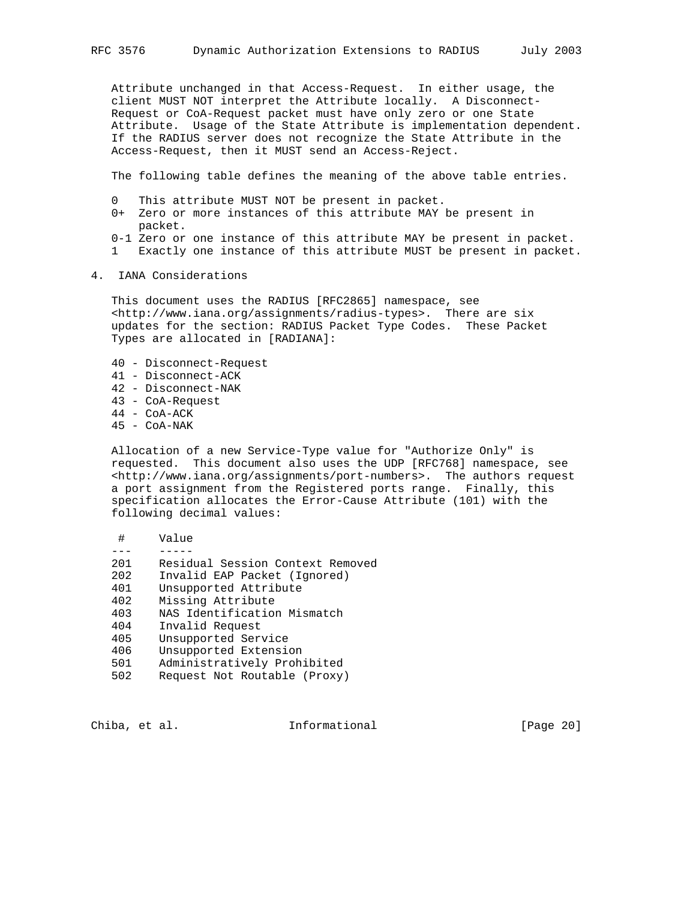Attribute unchanged in that Access-Request. In either usage, the client MUST NOT interpret the Attribute locally. A Disconnect-Request or CoA-Request packet must have only zero or one State Attribute. Usage of the State Attribute is implementation dependent. If the RADIUS server does not recognize the State Attribute in the Access-Request, then it MUST send an Access-Reject.

The following table defines the meaning of the above table entries.

- 0 This attribute MUST NOT be present in packet.
- 0+ Zero or more instances of this attribute MAY be present in packet.
- 0-1 Zero or one instance of this attribute MAY be present in packet.
- 1 Exactly one instance of this attribute MUST be present in packet.

## 4. IANA Considerations

This document uses the RADIUS [RFC2865] namespace, see <http://www.iana.org/assignments/radius-types>. There are six updates for the section: RADIUS Packet Type Codes. These Packet Types are allocated in [RADIANA]:

- 40 - Disconnect-Request
- 41 - Disconnect-ACK
- 42 - Disconnect-NAK
- 43 - CoA-Request
- 44 - CoA-ACK
- 45 - CoA-NAK

Allocation of a new Service-Type value for "Authorize Only" is requested. This document also uses the UDP [RFC768] namespace, see <http://www.iana.org/assignments/port-numbers>. The authors request a port assignment from the Registered ports range. Finally, this specification allocates the Error-Cause Attribute (101) with the following decimal values:

| # | Value |
| --- | --- |
| 201 | Residual Session Context Removed |
| 202 | Invalid EAP Packet (Ignored) |
| 401 | Unsupported Attribute |
| 402 | Missing Attribute |
| 403 | NAS Identification Mismatch |
| 404 | Invalid Request |
| 405 | Unsupported Service |
| 406 | Unsupported Extension |
| 501 | Administratively Prohibited |
| 502 | Request Not Routable (Proxy) |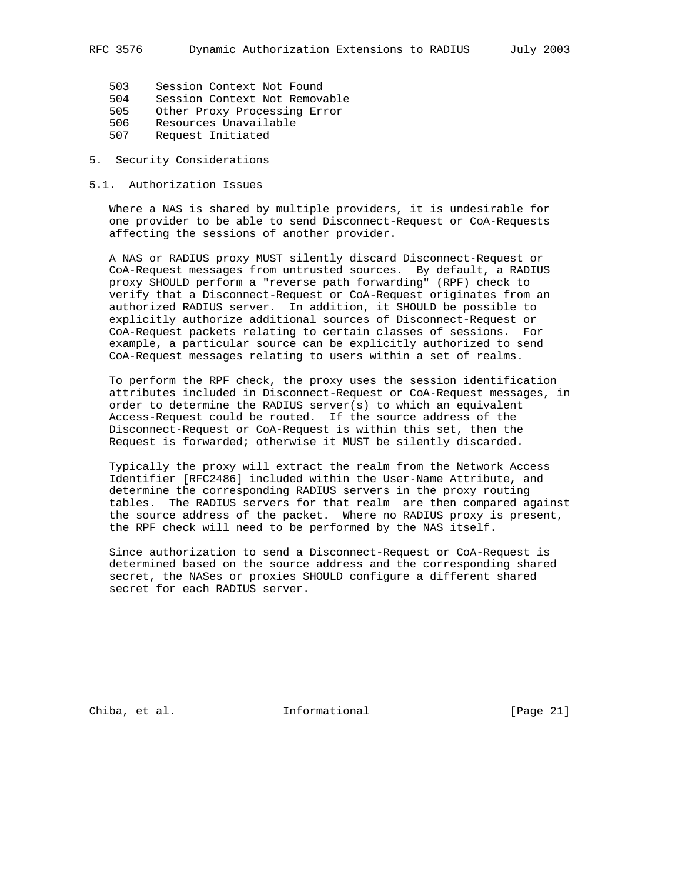| | |
|---|---|
| 503 | Session Context Not Found |
| 504 | Session Context Not Removable |
| 505 | Other Proxy Processing Error |
| 506 | Resources Unavailable |
| 507 | Request Initiated |

## 5. Security Considerations

### 5.1. Authorization Issues

Where a NAS is shared by multiple providers, it is undesirable for one provider to be able to send Disconnect-Request or CoA-Requests affecting the sessions of another provider.

A NAS or RADIUS proxy MUST silently discard Disconnect-Request or CoA-Request messages from untrusted sources. By default, a RADIUS proxy SHOULD perform a "reverse path forwarding" (RPF) check to verify that a Disconnect-Request or CoA-Request originates from an authorized RADIUS server. In addition, it SHOULD be possible to explicitly authorize additional sources of Disconnect-Request or CoA-Request packets relating to certain classes of sessions. For example, a particular source can be explicitly authorized to send CoA-Request messages relating to users within a set of realms.

To perform the RPF check, the proxy uses the session identification attributes included in Disconnect-Request or CoA-Request messages, in order to determine the RADIUS server(s) to which an equivalent Access-Request could be routed. If the source address of the Disconnect-Request or CoA-Request is within this set, then the Request is forwarded; otherwise it MUST be silently discarded.

Typically the proxy will extract the realm from the Network Access Identifier [RFC2486] included within the User-Name Attribute, and determine the corresponding RADIUS servers in the proxy routing tables. The RADIUS servers for that realm are then compared against the source address of the packet. Where no RADIUS proxy is present, the RPF check will need to be performed by the NAS itself.

Since authorization to send a Disconnect-Request or CoA-Request is determined based on the source address and the corresponding shared secret, the NASes or proxies SHOULD configure a different shared secret for each RADIUS server.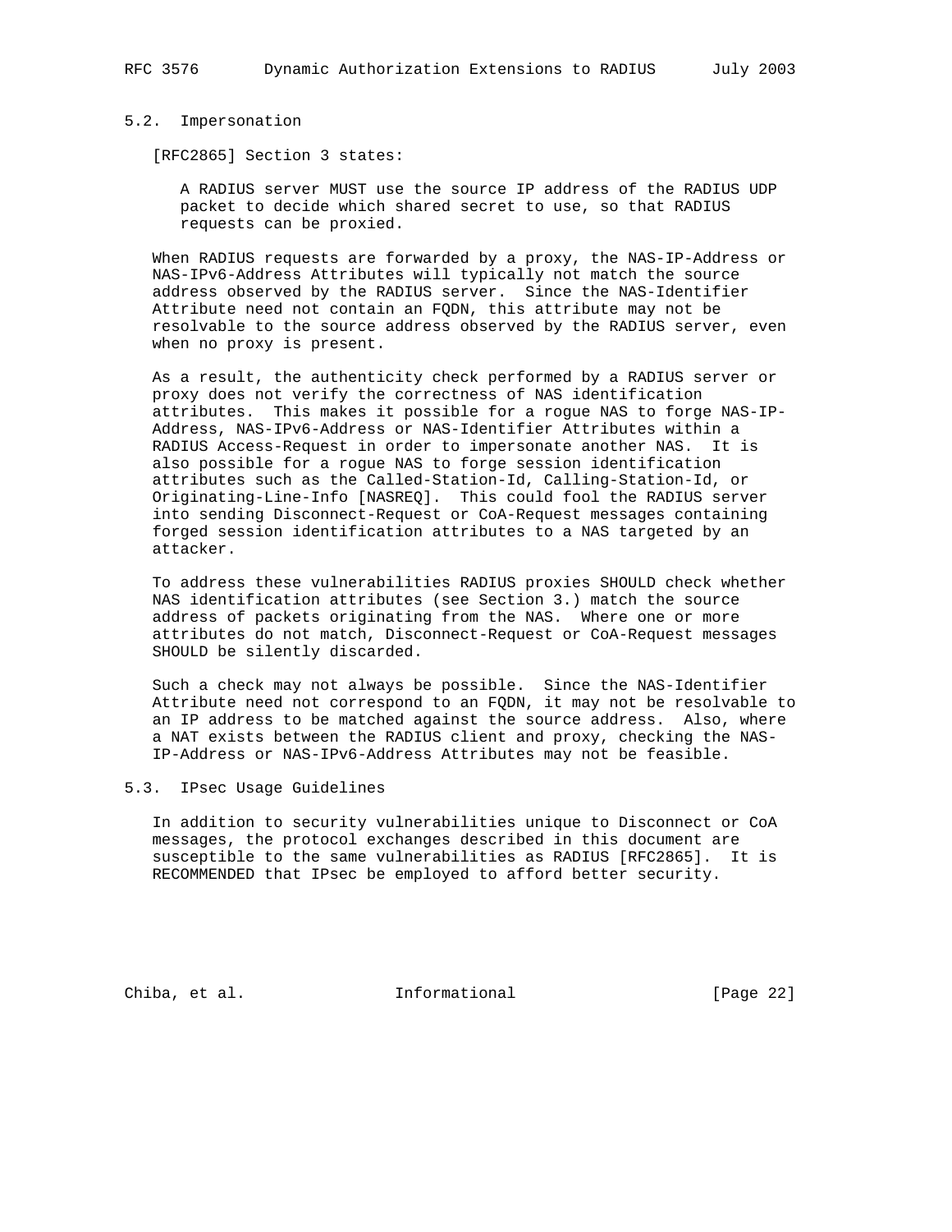## 5.2. Impersonation

[RFC2865] Section 3 states:

> A RADIUS server MUST use the source IP address of the RADIUS UDP packet to decide which shared secret to use, so that RADIUS requests can be proxied.

When RADIUS requests are forwarded by a proxy, the NAS-IP-Address or NAS-IPv6-Address Attributes will typically not match the source address observed by the RADIUS server. Since the NAS-Identifier Attribute need not contain an FQDN, this attribute may not be resolvable to the source address observed by the RADIUS server, even when no proxy is present.

As a result, the authenticity check performed by a RADIUS server or proxy does not verify the correctness of NAS identification attributes. This makes it possible for a rogue NAS to forge NAS-IP-Address, NAS-IPv6-Address or NAS-Identifier Attributes within a RADIUS Access-Request in order to impersonate another NAS. It is also possible for a rogue NAS to forge session identification attributes such as the Called-Station-Id, Calling-Station-Id, or Originating-Line-Info [NASREQ]. This could fool the RADIUS server into sending Disconnect-Request or CoA-Request messages containing forged session identification attributes to a NAS targeted by an attacker.

To address these vulnerabilities RADIUS proxies SHOULD check whether NAS identification attributes (see Section 3.) match the source address of packets originating from the NAS. Where one or more attributes do not match, Disconnect-Request or CoA-Request messages SHOULD be silently discarded.

Such a check may not always be possible. Since the NAS-Identifier Attribute need not correspond to an FQDN, it may not be resolvable to an IP address to be matched against the source address. Also, where a NAT exists between the RADIUS client and proxy, checking the NAS-IP-Address or NAS-IPv6-Address Attributes may not be feasible.

## 5.3. IPsec Usage Guidelines

In addition to security vulnerabilities unique to Disconnect or CoA messages, the protocol exchanges described in this document are susceptible to the same vulnerabilities as RADIUS [RFC2865]. It is RECOMMENDED that IPsec be employed to afford better security.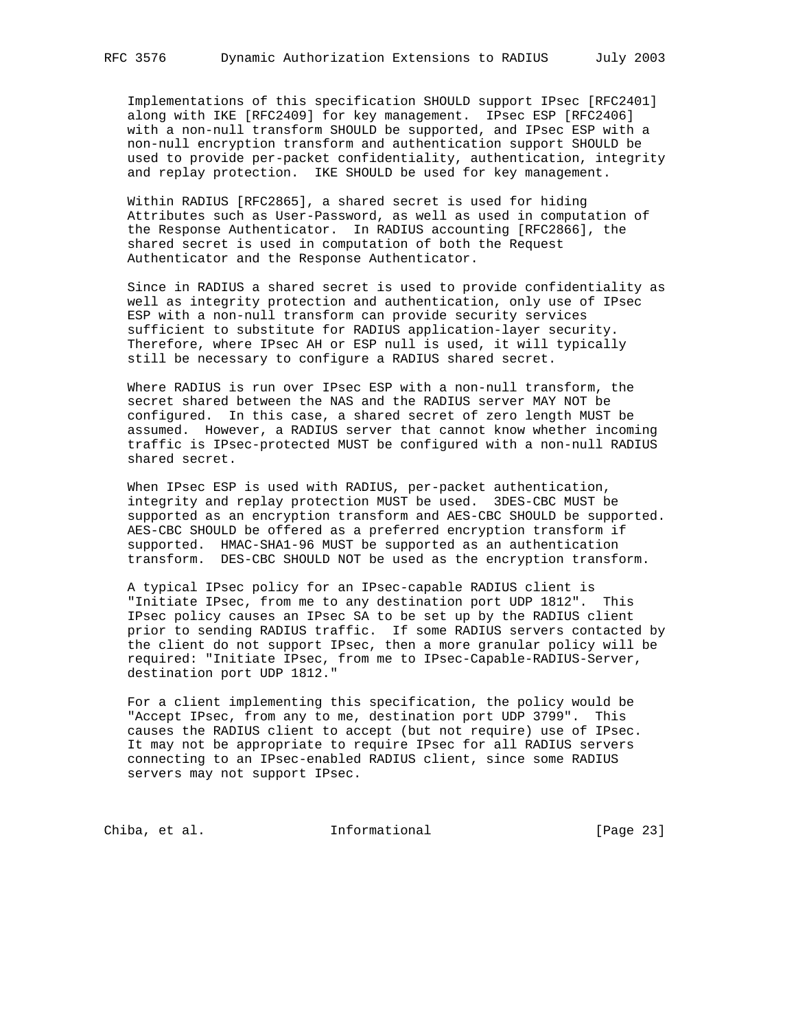Implementations of this specification SHOULD support IPsec [RFC2401] along with IKE [RFC2409] for key management. IPsec ESP [RFC2406] with a non-null transform SHOULD be supported, and IPsec ESP with a non-null encryption transform and authentication support SHOULD be used to provide per-packet confidentiality, authentication, integrity and replay protection. IKE SHOULD be used for key management.

Within RADIUS [RFC2865], a shared secret is used for hiding Attributes such as User-Password, as well as used in computation of the Response Authenticator. In RADIUS accounting [RFC2866], the shared secret is used in computation of both the Request Authenticator and the Response Authenticator.

Since in RADIUS a shared secret is used to provide confidentiality as well as integrity protection and authentication, only use of IPsec ESP with a non-null transform can provide security services sufficient to substitute for RADIUS application-layer security. Therefore, where IPsec AH or ESP null is used, it will typically still be necessary to configure a RADIUS shared secret.

Where RADIUS is run over IPsec ESP with a non-null transform, the secret shared between the NAS and the RADIUS server MAY NOT be configured. In this case, a shared secret of zero length MUST be assumed. However, a RADIUS server that cannot know whether incoming traffic is IPsec-protected MUST be configured with a non-null RADIUS shared secret.

When IPsec ESP is used with RADIUS, per-packet authentication, integrity and replay protection MUST be used. 3DES-CBC MUST be supported as an encryption transform and AES-CBC SHOULD be supported. AES-CBC SHOULD be offered as a preferred encryption transform if supported. HMAC-SHA1-96 MUST be supported as an authentication transform. DES-CBC SHOULD NOT be used as the encryption transform.

A typical IPsec policy for an IPsec-capable RADIUS client is "Initiate IPsec, from me to any destination port UDP 1812". This IPsec policy causes an IPsec SA to be set up by the RADIUS client prior to sending RADIUS traffic. If some RADIUS servers contacted by the client do not support IPsec, then a more granular policy will be required: "Initiate IPsec, from me to IPsec-Capable-RADIUS-Server, destination port UDP 1812."

For a client implementing this specification, the policy would be "Accept IPsec, from any to me, destination port UDP 3799". This causes the RADIUS client to accept (but not require) use of IPsec. It may not be appropriate to require IPsec for all RADIUS servers connecting to an IPsec-enabled RADIUS client, since some RADIUS servers may not support IPsec.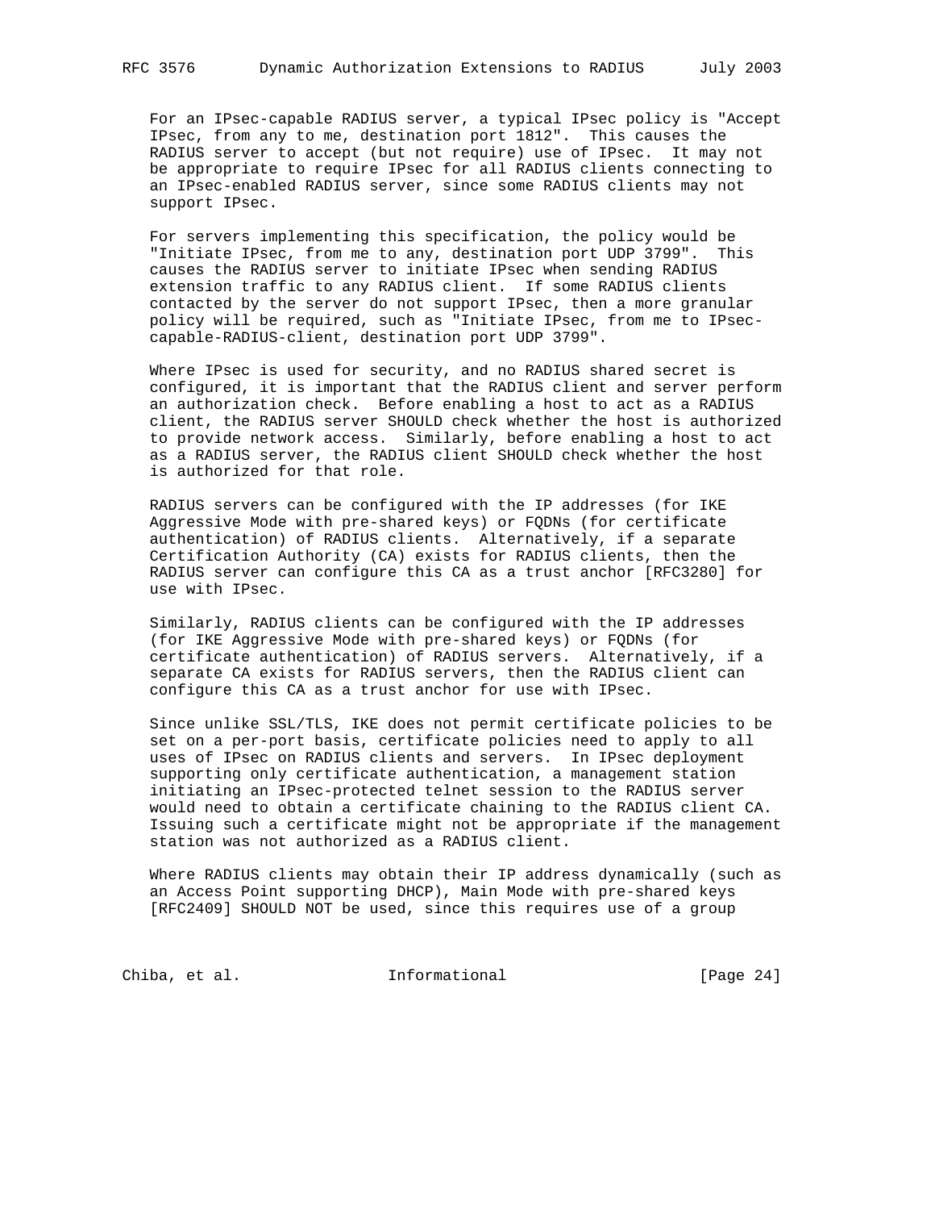For an IPsec-capable RADIUS server, a typical IPsec policy is "Accept IPsec, from any to me, destination port 1812". This causes the RADIUS server to accept (but not require) use of IPsec. It may not be appropriate to require IPsec for all RADIUS clients connecting to an IPsec-enabled RADIUS server, since some RADIUS clients may not support IPsec.

For servers implementing this specification, the policy would be "Initiate IPsec, from me to any, destination port UDP 3799". This causes the RADIUS server to initiate IPsec when sending RADIUS extension traffic to any RADIUS client. If some RADIUS clients contacted by the server do not support IPsec, then a more granular policy will be required, such as "Initiate IPsec, from me to IPsec-capable-RADIUS-client, destination port UDP 3799".

Where IPsec is used for security, and no RADIUS shared secret is configured, it is important that the RADIUS client and server perform an authorization check. Before enabling a host to act as a RADIUS client, the RADIUS server SHOULD check whether the host is authorized to provide network access. Similarly, before enabling a host to act as a RADIUS server, the RADIUS client SHOULD check whether the host is authorized for that role.

RADIUS servers can be configured with the IP addresses (for IKE Aggressive Mode with pre-shared keys) or FQDNs (for certificate authentication) of RADIUS clients. Alternatively, if a separate Certification Authority (CA) exists for RADIUS clients, then the RADIUS server can configure this CA as a trust anchor [RFC3280] for use with IPsec.

Similarly, RADIUS clients can be configured with the IP addresses (for IKE Aggressive Mode with pre-shared keys) or FQDNs (for certificate authentication) of RADIUS servers. Alternatively, if a separate CA exists for RADIUS servers, then the RADIUS client can configure this CA as a trust anchor for use with IPsec.

Since unlike SSL/TLS, IKE does not permit certificate policies to be set on a per-port basis, certificate policies need to apply to all uses of IPsec on RADIUS clients and servers. In IPsec deployment supporting only certificate authentication, a management station initiating an IPsec-protected telnet session to the RADIUS server would need to obtain a certificate chaining to the RADIUS client CA. Issuing such a certificate might not be appropriate if the management station was not authorized as a RADIUS client.

Where RADIUS clients may obtain their IP address dynamically (such as an Access Point supporting DHCP), Main Mode with pre-shared keys [RFC2409] SHOULD NOT be used, since this requires use of a group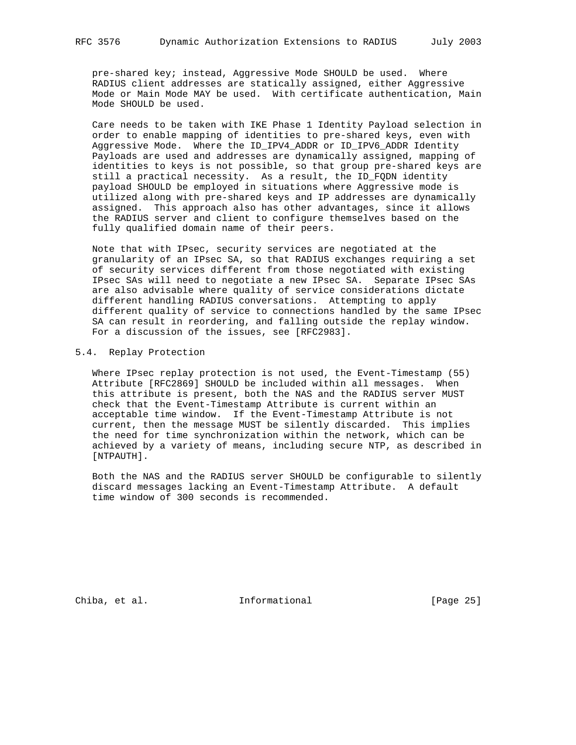pre-shared key; instead, Aggressive Mode SHOULD be used. Where RADIUS client addresses are statically assigned, either Aggressive Mode or Main Mode MAY be used. With certificate authentication, Main Mode SHOULD be used.

Care needs to be taken with IKE Phase 1 Identity Payload selection in order to enable mapping of identities to pre-shared keys, even with Aggressive Mode. Where the ID_IPV4_ADDR or ID_IPV6_ADDR Identity Payloads are used and addresses are dynamically assigned, mapping of identities to keys is not possible, so that group pre-shared keys are still a practical necessity. As a result, the ID_FQDN identity payload SHOULD be employed in situations where Aggressive mode is utilized along with pre-shared keys and IP addresses are dynamically assigned. This approach also has other advantages, since it allows the RADIUS server and client to configure themselves based on the fully qualified domain name of their peers.

Note that with IPsec, security services are negotiated at the granularity of an IPsec SA, so that RADIUS exchanges requiring a set of security services different from those negotiated with existing IPsec SAs will need to negotiate a new IPsec SA. Separate IPsec SAs are also advisable where quality of service considerations dictate different handling RADIUS conversations. Attempting to apply different quality of service to connections handled by the same IPsec SA can result in reordering, and falling outside the replay window. For a discussion of the issues, see [RFC2983].

## 5.4. Replay Protection

Where IPsec replay protection is not used, the Event-Timestamp (55) Attribute [RFC2869] SHOULD be included within all messages. When this attribute is present, both the NAS and the RADIUS server MUST check that the Event-Timestamp Attribute is current within an acceptable time window. If the Event-Timestamp Attribute is not current, then the message MUST be silently discarded. This implies the need for time synchronization within the network, which can be achieved by a variety of means, including secure NTP, as described in [NTPAUTH].

Both the NAS and the RADIUS server SHOULD be configurable to silently discard messages lacking an Event-Timestamp Attribute. A default time window of 300 seconds is recommended.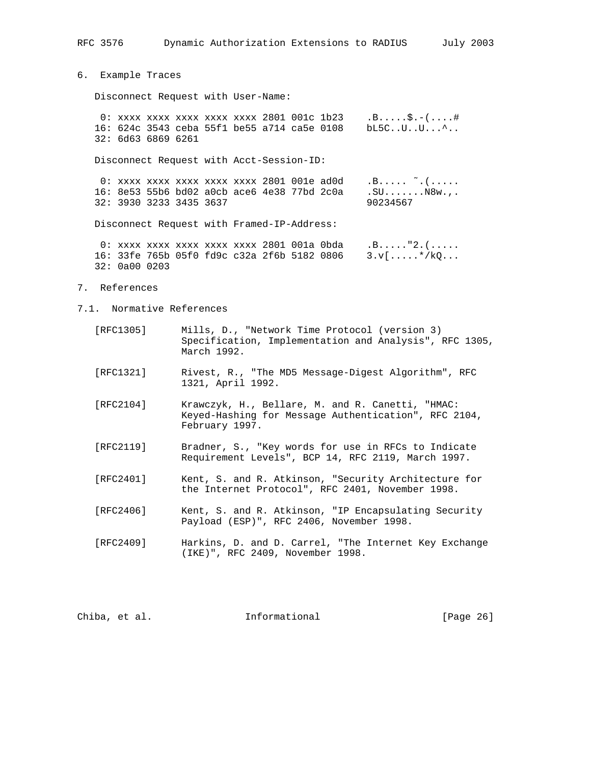## 6. Example Traces

Disconnect Request with User-Name:

```
 0: xxxx xxxx xxxx xxxx xxxx 2801 001c 1b23    .B.....$.-(....#
16: 624c 3543 ceba 55f1 be55 a714 ca5e 0108    bL5C..U..U...^..
32: 6d63 6869 6261
```

Disconnect Request with Acct-Session-ID:

```
 0: xxxx xxxx xxxx xxxx xxxx 2801 001e ad0d    .B..... ~.(.....
16: 8e53 55b6 bd02 a0cb ace6 4e38 77bd 2c0a    .SU.......N8w.,.
32: 3930 3233 3435 3637                        90234567
```

Disconnect Request with Framed-IP-Address:

```
 0: xxxx xxxx xxxx xxxx xxxx 2801 001a 0bda    .B....."2.(.....
16: 33fe 765b 05f0 fd9c c32a 2f6b 5182 0806    3.v[.....*/kQ...
32: 0a00 0203
```

## 7. References

### 7.1. Normative References

[RFC1305] Mills, D., "Network Time Protocol (version 3) Specification, Implementation and Analysis", RFC 1305, March 1992.

[RFC1321] Rivest, R., "The MD5 Message-Digest Algorithm", RFC 1321, April 1992.

[RFC2104] Krawczyk, H., Bellare, M. and R. Canetti, "HMAC: Keyed-Hashing for Message Authentication", RFC 2104, February 1997.

[RFC2119] Bradner, S., "Key words for use in RFCs to Indicate Requirement Levels", BCP 14, RFC 2119, March 1997.

[RFC2401] Kent, S. and R. Atkinson, "Security Architecture for the Internet Protocol", RFC 2401, November 1998.

[RFC2406] Kent, S. and R. Atkinson, "IP Encapsulating Security Payload (ESP)", RFC 2406, November 1998.

[RFC2409] Harkins, D. and D. Carrel, "The Internet Key Exchange (IKE)", RFC 2409, November 1998.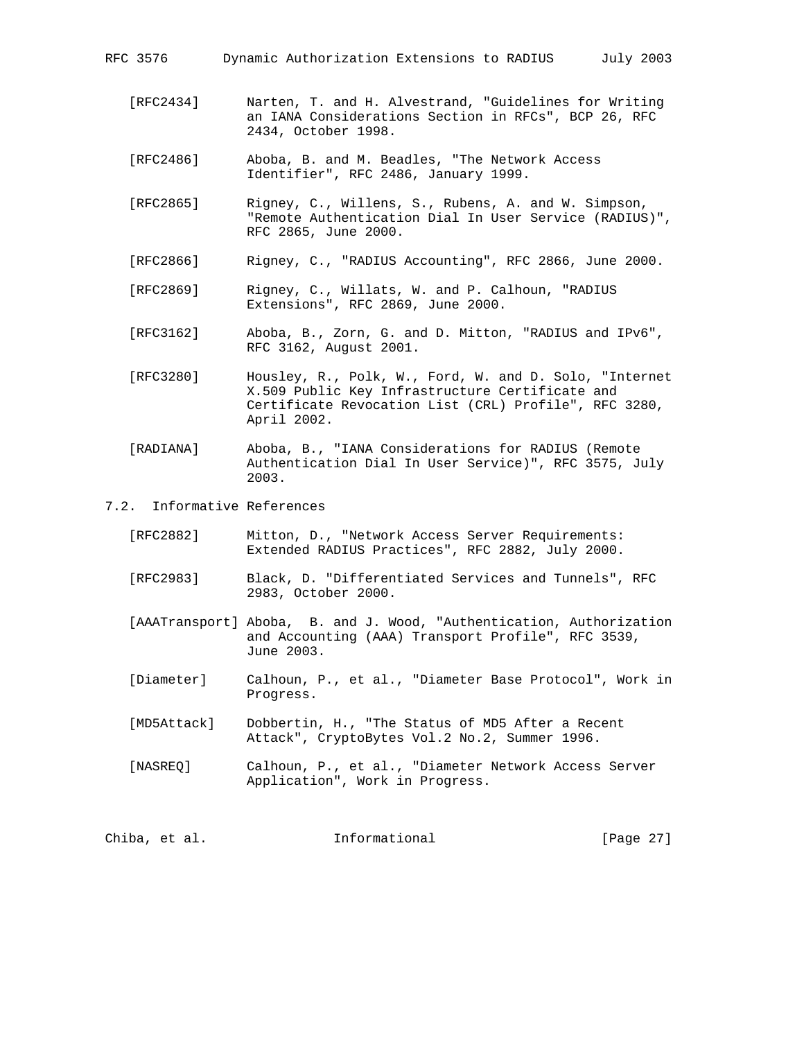[RFC2434] Narten, T. and H. Alvestrand, "Guidelines for Writing an IANA Considerations Section in RFCs", BCP 26, RFC 2434, October 1998.

[RFC2486] Aboba, B. and M. Beadles, "The Network Access Identifier", RFC 2486, January 1999.

[RFC2865] Rigney, C., Willens, S., Rubens, A. and W. Simpson, "Remote Authentication Dial In User Service (RADIUS)", RFC 2865, June 2000.

[RFC2866] Rigney, C., "RADIUS Accounting", RFC 2866, June 2000.

[RFC2869] Rigney, C., Willats, W. and P. Calhoun, "RADIUS Extensions", RFC 2869, June 2000.

[RFC3162] Aboba, B., Zorn, G. and D. Mitton, "RADIUS and IPv6", RFC 3162, August 2001.

[RFC3280] Housley, R., Polk, W., Ford, W. and D. Solo, "Internet X.509 Public Key Infrastructure Certificate and Certificate Revocation List (CRL) Profile", RFC 3280, April 2002.

[RADIANA] Aboba, B., "IANA Considerations for RADIUS (Remote Authentication Dial In User Service)", RFC 3575, July 2003.

## 7.2. Informative References

[RFC2882] Mitton, D., "Network Access Server Requirements: Extended RADIUS Practices", RFC 2882, July 2000.

[RFC2983] Black, D. "Differentiated Services and Tunnels", RFC 2983, October 2000.

[AAATransport] Aboba, B. and J. Wood, "Authentication, Authorization and Accounting (AAA) Transport Profile", RFC 3539, June 2003.

[Diameter] Calhoun, P., et al., "Diameter Base Protocol", Work in Progress.

[MD5Attack] Dobbertin, H., "The Status of MD5 After a Recent Attack", CryptoBytes Vol.2 No.2, Summer 1996.

[NASREQ] Calhoun, P., et al., "Diameter Network Access Server Application", Work in Progress.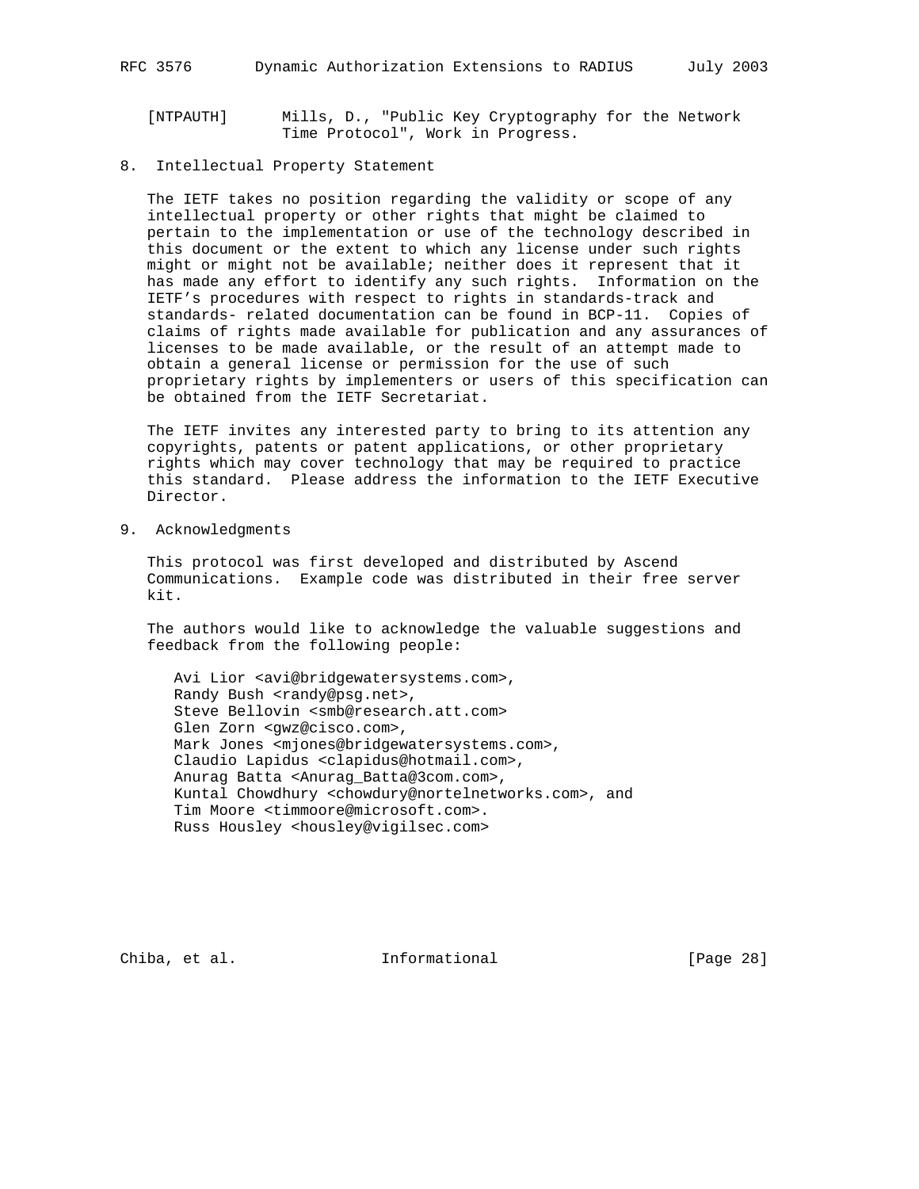[NTPAUTH] Mills, D., "Public Key Cryptography for the Network Time Protocol", Work in Progress.

## 8. Intellectual Property Statement

The IETF takes no position regarding the validity or scope of any intellectual property or other rights that might be claimed to pertain to the implementation or use of the technology described in this document or the extent to which any license under such rights might or might not be available; neither does it represent that it has made any effort to identify any such rights. Information on the IETF's procedures with respect to rights in standards-track and standards- related documentation can be found in BCP-11. Copies of claims of rights made available for publication and any assurances of licenses to be made available, or the result of an attempt made to obtain a general license or permission for the use of such proprietary rights by implementers or users of this specification can be obtained from the IETF Secretariat.

The IETF invites any interested party to bring to its attention any copyrights, patents or patent applications, or other proprietary rights which may cover technology that may be required to practice this standard. Please address the information to the IETF Executive Director.

## 9. Acknowledgments

This protocol was first developed and distributed by Ascend Communications. Example code was distributed in their free server kit.

The authors would like to acknowledge the valuable suggestions and feedback from the following people:

Avi Lior <avi@bridgewatersystems.com>,
Randy Bush <randy@psg.net>,
Steve Bellovin <smb@research.att.com>
Glen Zorn <gwz@cisco.com>,
Mark Jones <mjones@bridgewatersystems.com>,
Claudio Lapidus <clapidus@hotmail.com>,
Anurag Batta <Anurag_Batta@3com.com>,
Kuntal Chowdhury <chowdury@nortelnetworks.com>, and
Tim Moore <timmoore@microsoft.com>.
Russ Housley <housley@vigilsec.com>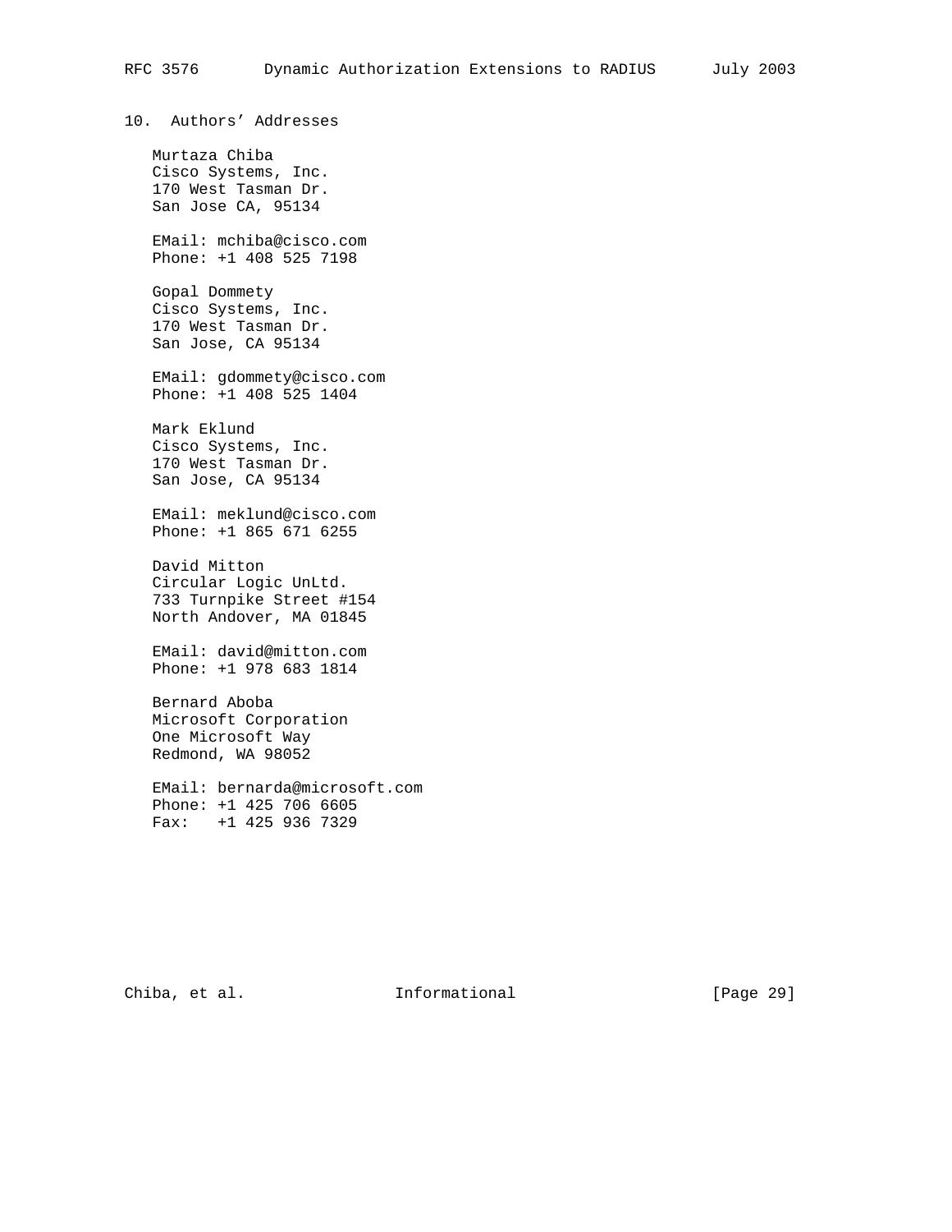## 10. Authors' Addresses

Murtaza Chiba
Cisco Systems, Inc.
170 West Tasman Dr.
San Jose CA, 95134

EMail: mchiba@cisco.com
Phone: +1 408 525 7198

Gopal Dommety
Cisco Systems, Inc.
170 West Tasman Dr.
San Jose, CA 95134

EMail: gdommety@cisco.com
Phone: +1 408 525 1404

Mark Eklund
Cisco Systems, Inc.
170 West Tasman Dr.
San Jose, CA 95134

EMail: meklund@cisco.com
Phone: +1 865 671 6255

David Mitton
Circular Logic UnLtd.
733 Turnpike Street #154
North Andover, MA 01845

EMail: david@mitton.com
Phone: +1 978 683 1814

Bernard Aboba
Microsoft Corporation
One Microsoft Way
Redmond, WA 98052

EMail: bernarda@microsoft.com
Phone: +1 425 706 6605
Fax: +1 425 936 7329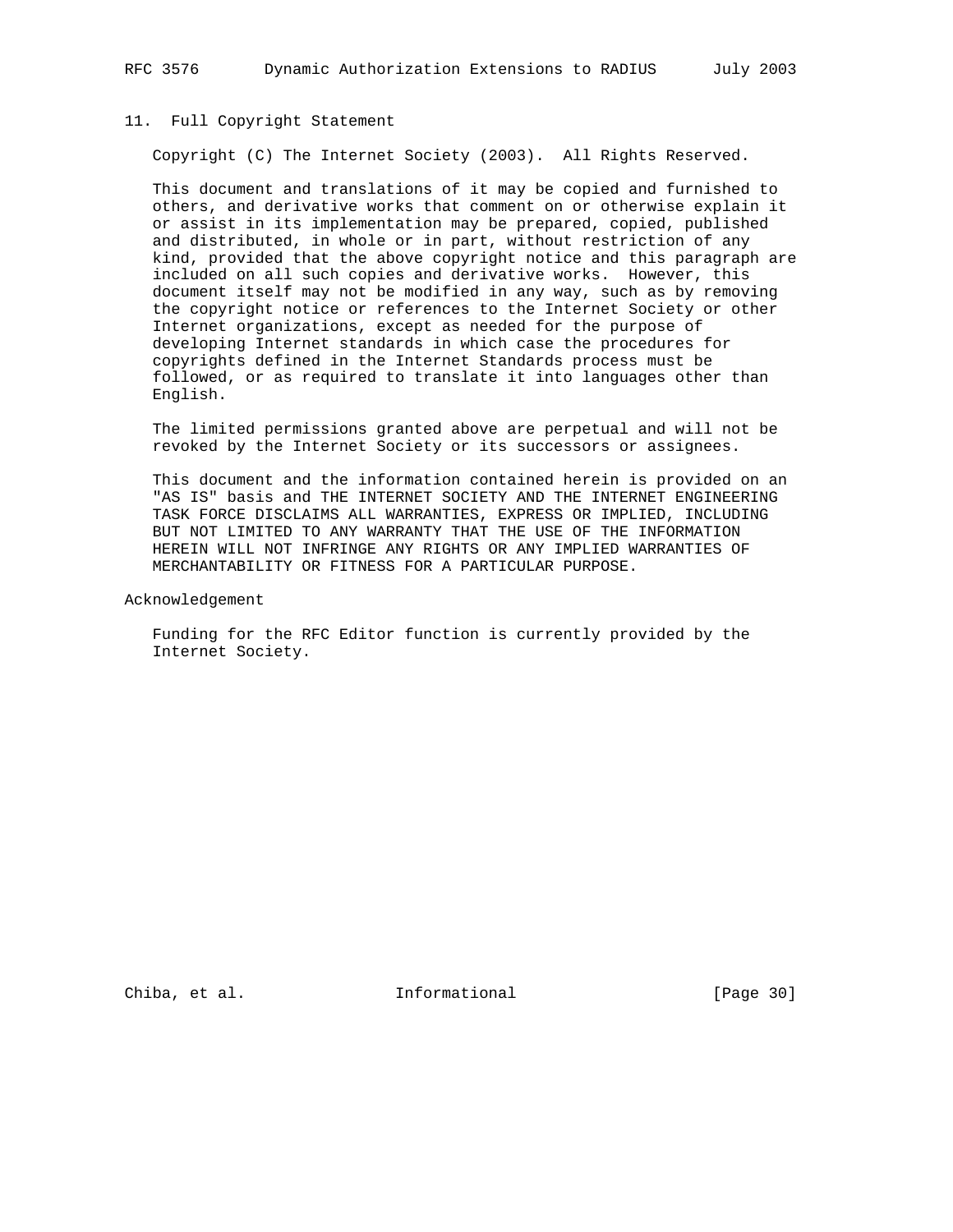## 11. Full Copyright Statement

Copyright (C) The Internet Society (2003). All Rights Reserved.

This document and translations of it may be copied and furnished to others, and derivative works that comment on or otherwise explain it or assist in its implementation may be prepared, copied, published and distributed, in whole or in part, without restriction of any kind, provided that the above copyright notice and this paragraph are included on all such copies and derivative works. However, this document itself may not be modified in any way, such as by removing the copyright notice or references to the Internet Society or other Internet organizations, except as needed for the purpose of developing Internet standards in which case the procedures for copyrights defined in the Internet Standards process must be followed, or as required to translate it into languages other than English.

The limited permissions granted above are perpetual and will not be revoked by the Internet Society or its successors or assignees.

This document and the information contained herein is provided on an "AS IS" basis and THE INTERNET SOCIETY AND THE INTERNET ENGINEERING TASK FORCE DISCLAIMS ALL WARRANTIES, EXPRESS OR IMPLIED, INCLUDING BUT NOT LIMITED TO ANY WARRANTY THAT THE USE OF THE INFORMATION HEREIN WILL NOT INFRINGE ANY RIGHTS OR ANY IMPLIED WARRANTIES OF MERCHANTABILITY OR FITNESS FOR A PARTICULAR PURPOSE.

## Acknowledgement

Funding for the RFC Editor function is currently provided by the Internet Society.